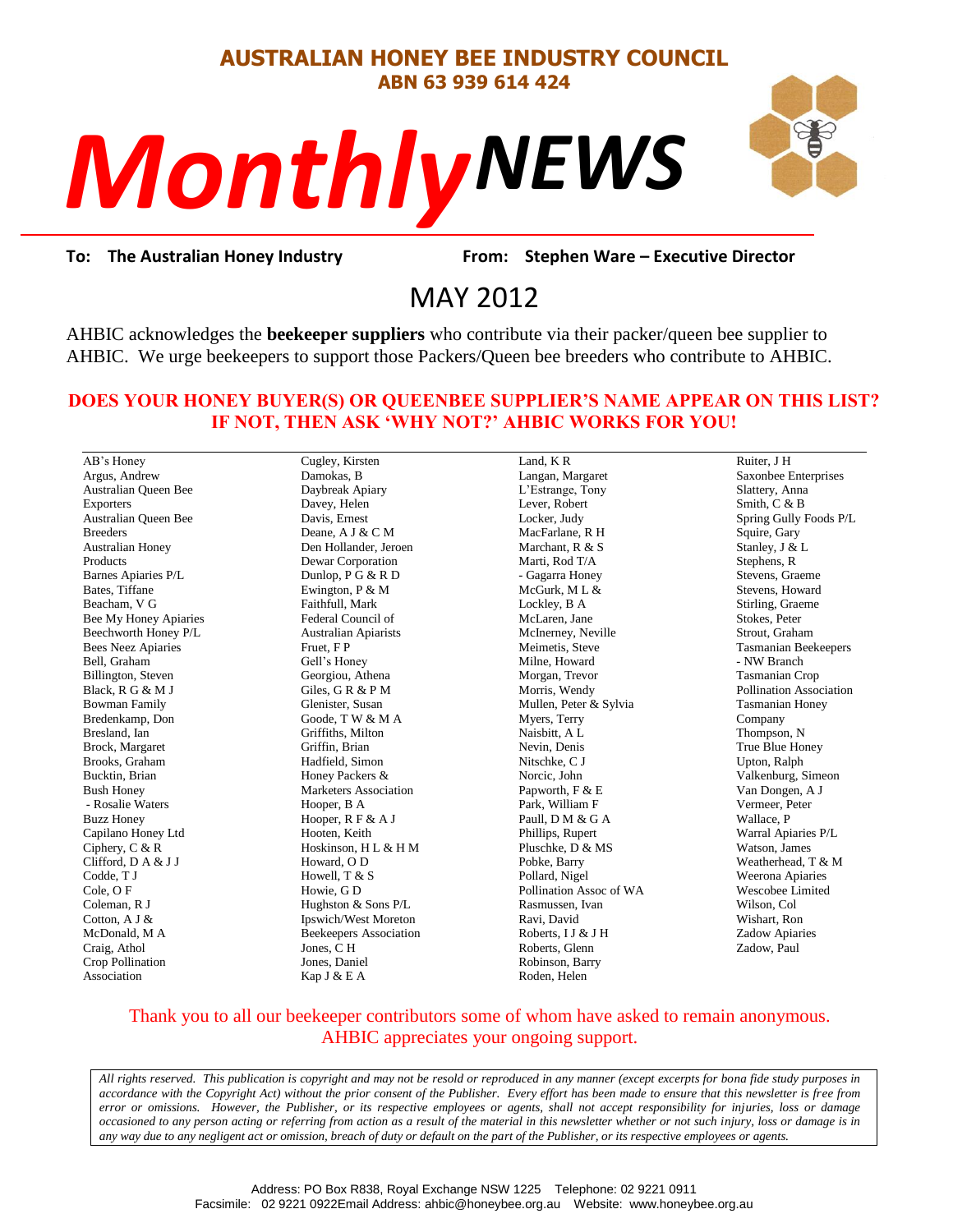# AUSTRALIAN HONEY BEE INDUSTRY COUNCIL

**ABN 63 939 614 424**

# *Monthly* ***NEWS***

**To: The Australian Honey Industry** **From: Stephen Ware – Executive Director**

## MAY 2012

AHBIC acknowledges the **beekeeper suppliers** who contribute via their packer/queen bee supplier to AHBIC. We urge beekeepers to support those Packers/Queen bee breeders who contribute to AHBIC.

**DOES YOUR HONEY BUYER(S) OR QUEENBEE SUPPLIER'S NAME APPEAR ON THIS LIST? IF NOT, THEN ASK 'WHY NOT?' AHBIC WORKS FOR YOU!**

AB's Honey
Argus, Andrew
Australian Queen Bee Exporters
Australian Queen Bee Breeders
Australian Honey Products
Barnes Apiaries P/L
Bates, Tiffane
Beacham, V G
Bee My Honey Apiaries
Beechworth Honey P/L
Bees Neez Apiaries
Bell, Graham
Billington, Steven
Black, R G & M J
Bowman Family
Bredenkamp, Don
Bresland, Ian
Brock, Margaret
Brooks, Graham
Bucktin, Brian
Bush Honey
- Rosalie Waters
Buzz Honey
Capilano Honey Ltd
Ciphery, C & R
Clifford, D A & J J
Codde, T J
Cole, O F
Coleman, R J
Cotton, A J & McDonald, M A
Craig, Athol
Crop Pollination Association
Cugley, Kirsten
Damokas, B
Daybreak Apiary
Davey, Helen
Davis, Ernest
Deane, A J & C M
Den Hollander, Jeroen
Dewar Corporation
Dunlop, P G & R D
Ewington, P & M
Faithfull, Mark
Federal Council of Australian Apiarists
Fruet, F P
Gell's Honey
Georgiou, Athena
Giles, G R & P M
Glenister, Susan
Goode, T W & M A
Griffiths, Milton
Griffin, Brian
Hadfield, Simon
Honey Packers & Marketers Association
Hooper, B A
Hooper, R F & A J
Hooten, Keith
Hoskinson, H L & H M
Howard, O D
Howell, T & S
Howie, G D
Hughston & Sons P/L
Ipswich/West Moreton Beekeepers Association
Jones, C H
Jones, Daniel
Kap J & E A
Land, K R
Langan, Margaret
L'Estrange, Tony
Lever, Robert
Locker, Judy
MacFarlane, R H
Marchant, R & S
Marti, Rod T/A
- Gagarra Honey
McGurk, M L & Lockley, B A
McLaren, Jane
McInerney, Neville
Meimetis, Steve
Milne, Howard
Morgan, Trevor
Morris, Wendy
Mullen, Peter & Sylvia
Myers, Terry
Naisbitt, A L
Nevin, Denis
Nitschke, C J
Norcic, John
Papworth, F & E
Park, William F
Paull, D M & G A
Phillips, Rupert
Pluschke, D & MS
Pobke, Barry
Pollard, Nigel
Pollination Assoc of WA
Rasmussen, Ivan
Ravi, David
Roberts, I J & J H
Roberts, Glenn
Robinson, Barry
Roden, Helen
Ruiter, J H
Saxonbee Enterprises
Slattery, Anna
Smith, C & B
Spring Gully Foods P/L
Squire, Gary
Stanley, J & L
Stephens, R
Stevens, Graeme
Stevens, Howard
Stirling, Graeme
Stokes, Peter
Strout, Graham
Tasmanian Beekeepers
- NW Branch
Tasmanian Crop Pollination Association
Tasmanian Honey Company
Thompson, N
True Blue Honey
Upton, Ralph
Valkenburg, Simeon
Van Dongen, A J
Vermeer, Peter
Wallace, P
Warral Apiaries P/L
Watson, James
Weatherhead, T & M
Weerona Apiaries
Wescobee Limited
Wilson, Col
Wishart, Ron
Zadow Apiaries
Zadow, Paul

Thank you to all our beekeeper contributors some of whom have asked to remain anonymous. AHBIC appreciates your ongoing support.

*All rights reserved. This publication is copyright and may not be resold or reproduced in any manner (except excerpts for bona fide study purposes in accordance with the Copyright Act) without the prior consent of the Publisher. Every effort has been made to ensure that this newsletter is free from error or omissions. However, the Publisher, or its respective employees or agents, shall not accept responsibility for injuries, loss or damage occasioned to any person acting or referring from action as a result of the material in this newsletter whether or not such injury, loss or damage is in any way due to any negligent act or omission, breach of duty or default on the part of the Publisher, or its respective employees or agents.*

Address: PO Box R838, Royal Exchange NSW 1225 Telephone: 02 9221 0911
Facsimile: 02 9221 0922Email Address: ahbic@honeybee.org.au Website: www.honeybee.org.au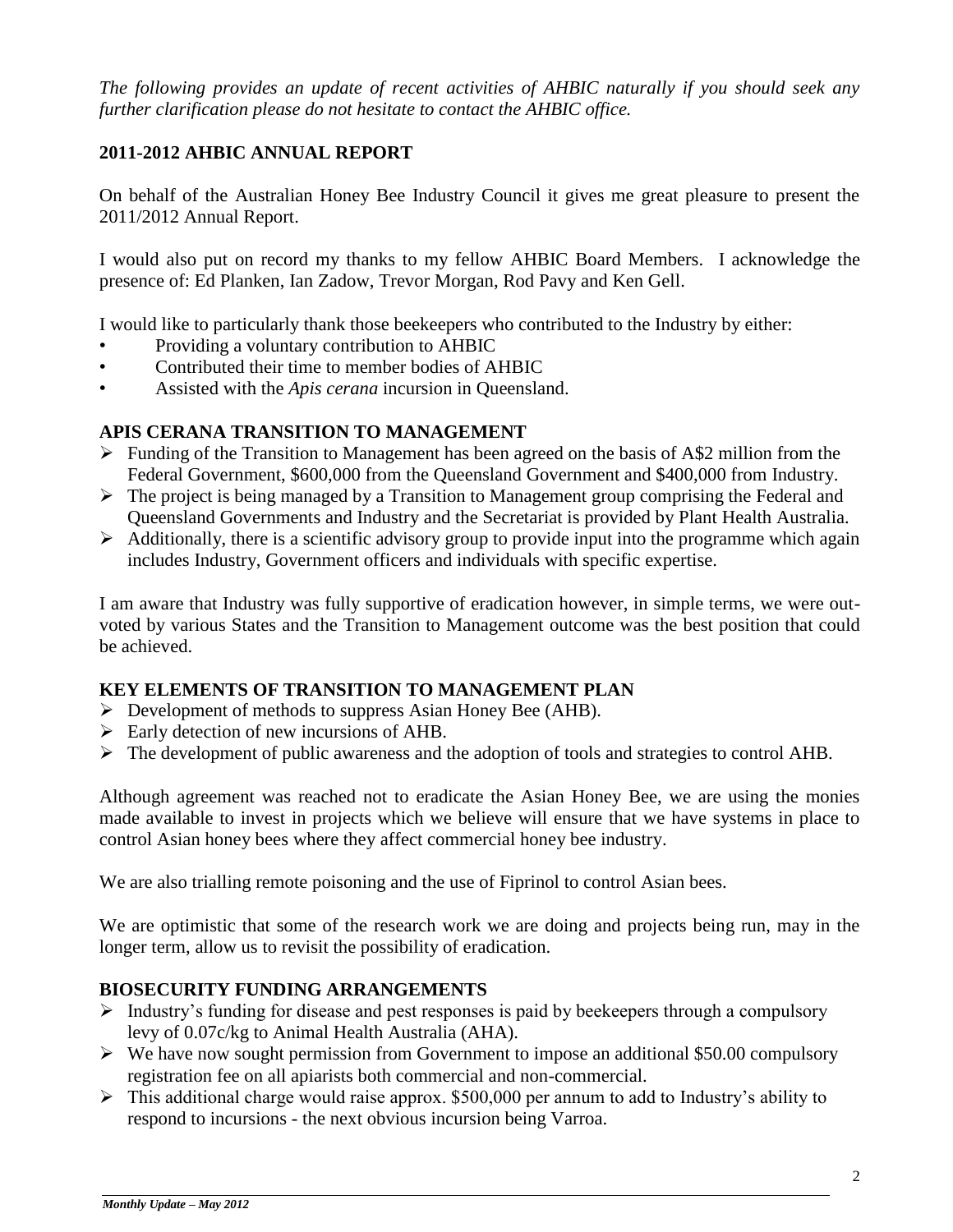*The following provides an update of recent activities of AHBIC naturally if you should seek any further clarification please do not hesitate to contact the AHBIC office.*

## 2011-2012 AHBIC ANNUAL REPORT

On behalf of the Australian Honey Bee Industry Council it gives me great pleasure to present the 2011/2012 Annual Report.

I would also put on record my thanks to my fellow AHBIC Board Members. I acknowledge the presence of: Ed Planken, Ian Zadow, Trevor Morgan, Rod Pavy and Ken Gell.

I would like to particularly thank those beekeepers who contributed to the Industry by either:

- Providing a voluntary contribution to AHBIC
- Contributed their time to member bodies of AHBIC
- Assisted with the *Apis cerana* incursion in Queensland.

## APIS CERANA TRANSITION TO MANAGEMENT

- Funding of the Transition to Management has been agreed on the basis of A$2 million from the Federal Government, $600,000 from the Queensland Government and $400,000 from Industry.
- The project is being managed by a Transition to Management group comprising the Federal and Queensland Governments and Industry and the Secretariat is provided by Plant Health Australia.
- Additionally, there is a scientific advisory group to provide input into the programme which again includes Industry, Government officers and individuals with specific expertise.

I am aware that Industry was fully supportive of eradication however, in simple terms, we were out-voted by various States and the Transition to Management outcome was the best position that could be achieved.

## KEY ELEMENTS OF TRANSITION TO MANAGEMENT PLAN

- Development of methods to suppress Asian Honey Bee (AHB).
- Early detection of new incursions of AHB.
- The development of public awareness and the adoption of tools and strategies to control AHB.

Although agreement was reached not to eradicate the Asian Honey Bee, we are using the monies made available to invest in projects which we believe will ensure that we have systems in place to control Asian honey bees where they affect commercial honey bee industry.

We are also trialling remote poisoning and the use of Fiprinol to control Asian bees.

We are optimistic that some of the research work we are doing and projects being run, may in the longer term, allow us to revisit the possibility of eradication.

## BIOSECURITY FUNDING ARRANGEMENTS

- Industry's funding for disease and pest responses is paid by beekeepers through a compulsory levy of 0.07c/kg to Animal Health Australia (AHA).
- We have now sought permission from Government to impose an additional $50.00 compulsory registration fee on all apiarists both commercial and non-commercial.
- This additional charge would raise approx. $500,000 per annum to add to Industry's ability to respond to incursions - the next obvious incursion being Varroa.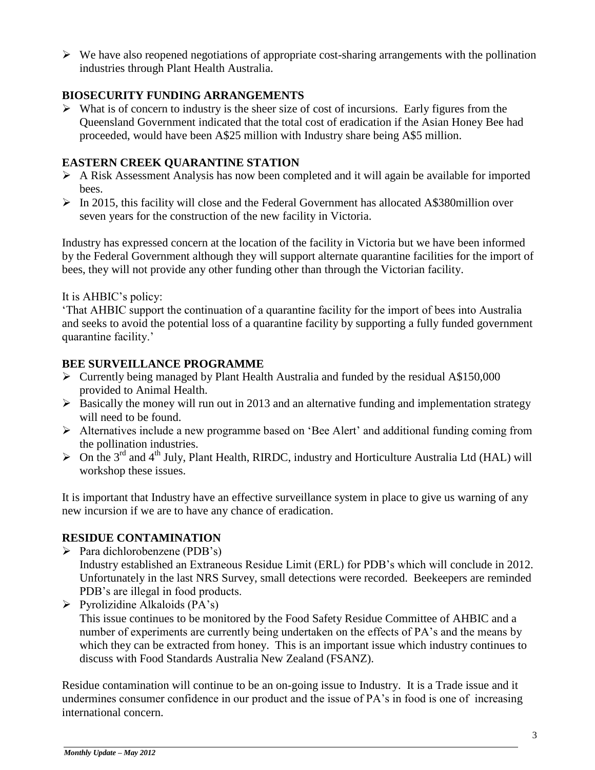- We have also reopened negotiations of appropriate cost-sharing arrangements with the pollination industries through Plant Health Australia.

## BIOSECURITY FUNDING ARRANGEMENTS

- What is of concern to industry is the sheer size of cost of incursions. Early figures from the Queensland Government indicated that the total cost of eradication if the Asian Honey Bee had proceeded, would have been A$25 million with Industry share being A$5 million.

## EASTERN CREEK QUARANTINE STATION

- A Risk Assessment Analysis has now been completed and it will again be available for imported bees.
- In 2015, this facility will close and the Federal Government has allocated A$380million over seven years for the construction of the new facility in Victoria.

Industry has expressed concern at the location of the facility in Victoria but we have been informed by the Federal Government although they will support alternate quarantine facilities for the import of bees, they will not provide any other funding other than through the Victorian facility.

It is AHBIC's policy:
'That AHBIC support the continuation of a quarantine facility for the import of bees into Australia and seeks to avoid the potential loss of a quarantine facility by supporting a fully funded government quarantine facility.'

## BEE SURVEILLANCE PROGRAMME

- Currently being managed by Plant Health Australia and funded by the residual A$150,000 provided to Animal Health.
- Basically the money will run out in 2013 and an alternative funding and implementation strategy will need to be found.
- Alternatives include a new programme based on 'Bee Alert' and additional funding coming from the pollination industries.
- On the 3rd and 4th July, Plant Health, RIRDC, industry and Horticulture Australia Ltd (HAL) will workshop these issues.

It is important that Industry have an effective surveillance system in place to give us warning of any new incursion if we are to have any chance of eradication.

## RESIDUE CONTAMINATION

- Para dichlorobenzene (PDB's)
  Industry established an Extraneous Residue Limit (ERL) for PDB's which will conclude in 2012. Unfortunately in the last NRS Survey, small detections were recorded. Beekeepers are reminded PDB's are illegal in food products.
- Pyrolizidine Alkaloids (PA's)
  This issue continues to be monitored by the Food Safety Residue Committee of AHBIC and a number of experiments are currently being undertaken on the effects of PA's and the means by which they can be extracted from honey. This is an important issue which industry continues to discuss with Food Standards Australia New Zealand (FSANZ).

Residue contamination will continue to be an on-going issue to Industry. It is a Trade issue and it undermines consumer confidence in our product and the issue of PA's in food is one of increasing international concern.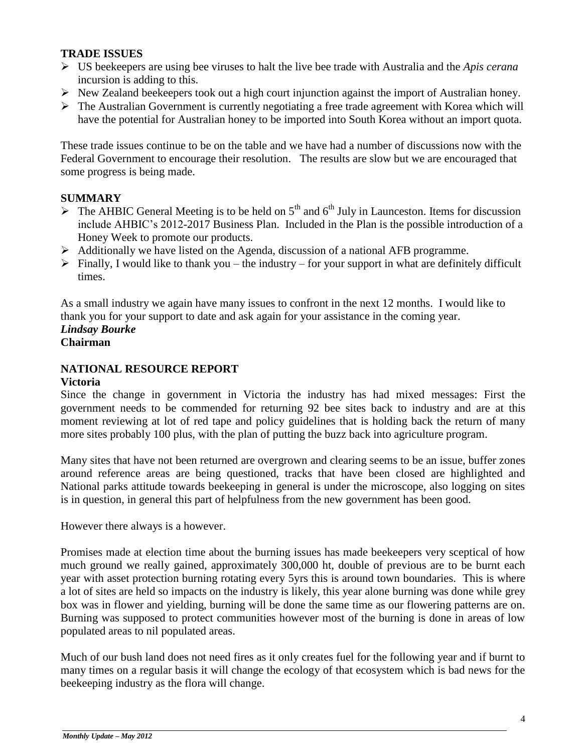### TRADE ISSUES

- US beekeepers are using bee viruses to halt the live bee trade with Australia and the *Apis cerana* incursion is adding to this.
- New Zealand beekeepers took out a high court injunction against the import of Australian honey.
- The Australian Government is currently negotiating a free trade agreement with Korea which will have the potential for Australian honey to be imported into South Korea without an import quota.

These trade issues continue to be on the table and we have had a number of discussions now with the Federal Government to encourage their resolution. The results are slow but we are encouraged that some progress is being made.

### SUMMARY

- The AHBIC General Meeting is to be held on 5th and 6th July in Launceston. Items for discussion include AHBIC's 2012-2017 Business Plan. Included in the Plan is the possible introduction of a Honey Week to promote our products.
- Additionally we have listed on the Agenda, discussion of a national AFB programme.
- Finally, I would like to thank you – the industry – for your support in what are definitely difficult times.

As a small industry we again have many issues to confront in the next 12 months. I would like to thank you for your support to date and ask again for your assistance in the coming year.

***Lindsay Bourke***
**Chairman**

## NATIONAL RESOURCE REPORT

### Victoria

Since the change in government in Victoria the industry has had mixed messages: First the government needs to be commended for returning 92 bee sites back to industry and are at this moment reviewing at lot of red tape and policy guidelines that is holding back the return of many more sites probably 100 plus, with the plan of putting the buzz back into agriculture program.

Many sites that have not been returned are overgrown and clearing seems to be an issue, buffer zones around reference areas are being questioned, tracks that have been closed are highlighted and National parks attitude towards beekeeping in general is under the microscope, also logging on sites is in question, in general this part of helpfulness from the new government has been good.

However there always is a however.

Promises made at election time about the burning issues has made beekeepers very sceptical of how much ground we really gained, approximately 300,000 ht, double of previous are to be burnt each year with asset protection burning rotating every 5yrs this is around town boundaries. This is where a lot of sites are held so impacts on the industry is likely, this year alone burning was done while grey box was in flower and yielding, burning will be done the same time as our flowering patterns are on. Burning was supposed to protect communities however most of the burning is done in areas of low populated areas to nil populated areas.

Much of our bush land does not need fires as it only creates fuel for the following year and if burnt to many times on a regular basis it will change the ecology of that ecosystem which is bad news for the beekeeping industry as the flora will change.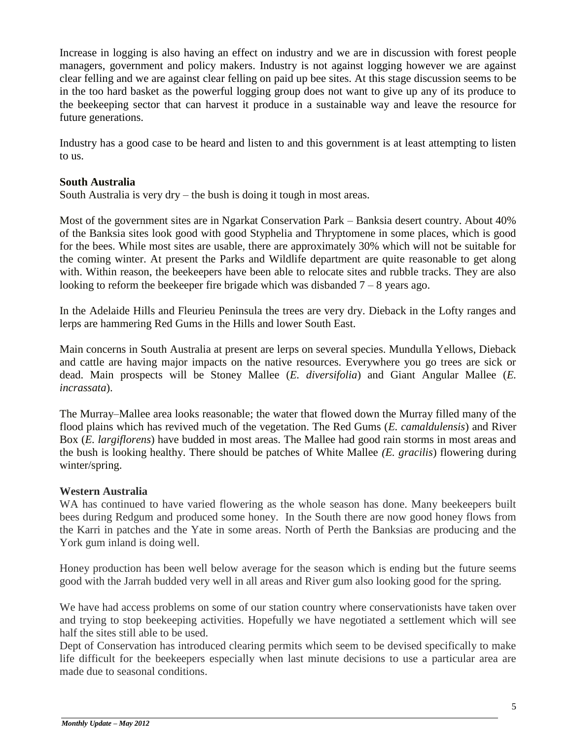Increase in logging is also having an effect on industry and we are in discussion with forest people managers, government and policy makers. Industry is not against logging however we are against clear felling and we are against clear felling on paid up bee sites. At this stage discussion seems to be in the too hard basket as the powerful logging group does not want to give up any of its produce to the beekeeping sector that can harvest it produce in a sustainable way and leave the resource for future generations.

Industry has a good case to be heard and listen to and this government is at least attempting to listen to us.

**South Australia**

South Australia is very dry – the bush is doing it tough in most areas.

Most of the government sites are in Ngarkat Conservation Park – Banksia desert country. About 40% of the Banksia sites look good with good Styphelia and Thryptomene in some places, which is good for the bees. While most sites are usable, there are approximately 30% which will not be suitable for the coming winter. At present the Parks and Wildlife department are quite reasonable to get along with. Within reason, the beekeepers have been able to relocate sites and rubble tracks. They are also looking to reform the beekeeper fire brigade which was disbanded 7 – 8 years ago.

In the Adelaide Hills and Fleurieu Peninsula the trees are very dry. Dieback in the Lofty ranges and lerps are hammering Red Gums in the Hills and lower South East.

Main concerns in South Australia at present are lerps on several species. Mundulla Yellows, Dieback and cattle are having major impacts on the native resources. Everywhere you go trees are sick or dead. Main prospects will be Stoney Mallee (*E. diversifolia*) and Giant Angular Mallee (*E. incrassata*).

The Murray–Mallee area looks reasonable; the water that flowed down the Murray filled many of the flood plains which has revived much of the vegetation. The Red Gums (*E. camaldulensis*) and River Box (*E. largiflorens*) have budded in most areas. The Mallee had good rain storms in most areas and the bush is looking healthy. There should be patches of White Mallee (*E. gracilis*) flowering during winter/spring.

**Western Australia**

WA has continued to have varied flowering as the whole season has done. Many beekeepers built bees during Redgum and produced some honey. In the South there are now good honey flows from the Karri in patches and the Yate in some areas. North of Perth the Banksias are producing and the York gum inland is doing well.

Honey production has been well below average for the season which is ending but the future seems good with the Jarrah budded very well in all areas and River gum also looking good for the spring.

We have had access problems on some of our station country where conservationists have taken over and trying to stop beekeeping activities. Hopefully we have negotiated a settlement which will see half the sites still able to be used.

Dept of Conservation has introduced clearing permits which seem to be devised specifically to make life difficult for the beekeepers especially when last minute decisions to use a particular area are made due to seasonal conditions.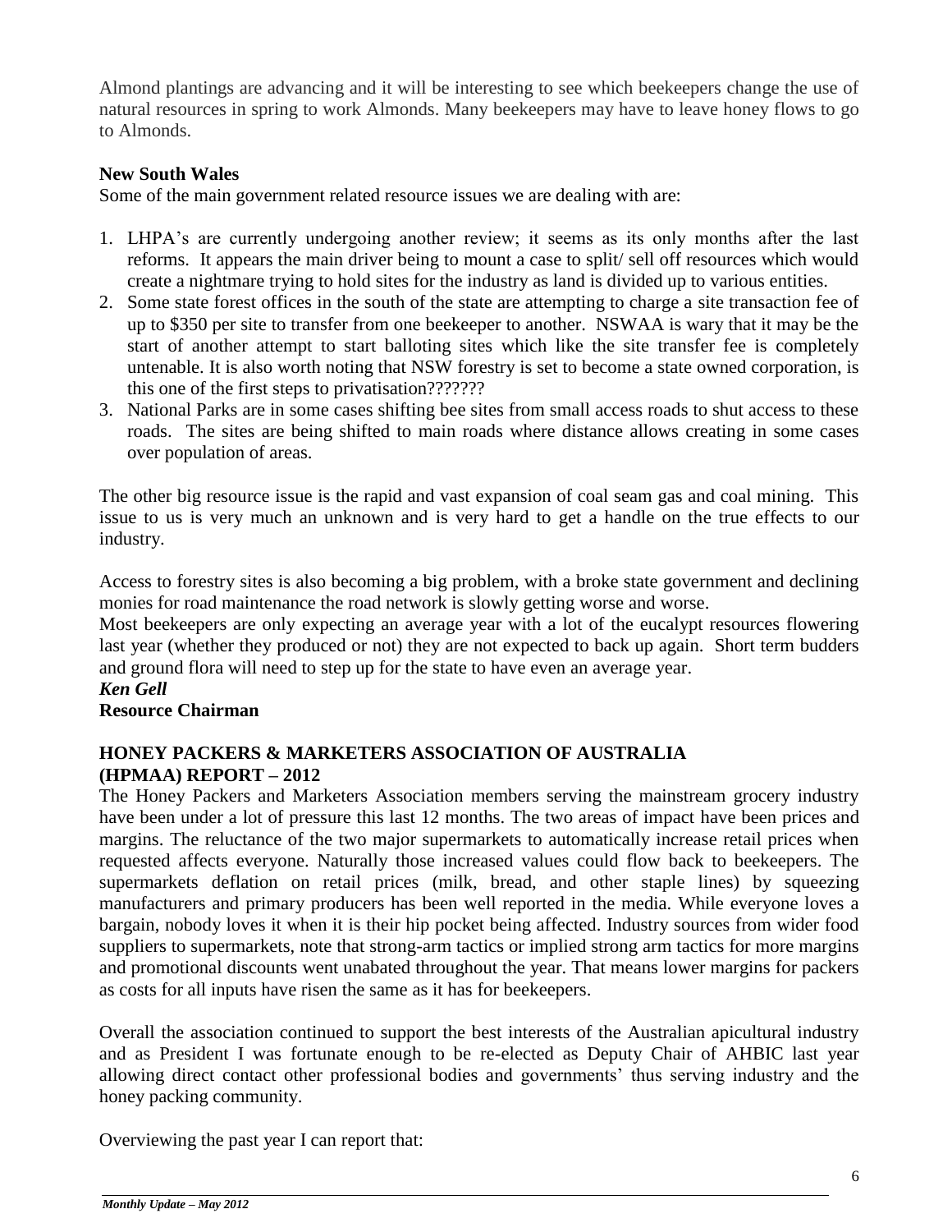Almond plantings are advancing and it will be interesting to see which beekeepers change the use of natural resources in spring to work Almonds. Many beekeepers may have to leave honey flows to go to Almonds.

**New South Wales**

Some of the main government related resource issues we are dealing with are:

1. LHPA's are currently undergoing another review; it seems as its only months after the last reforms. It appears the main driver being to mount a case to split/ sell off resources which would create a nightmare trying to hold sites for the industry as land is divided up to various entities.
2. Some state forest offices in the south of the state are attempting to charge a site transaction fee of up to $350 per site to transfer from one beekeeper to another. NSWAA is wary that it may be the start of another attempt to start balloting sites which like the site transfer fee is completely untenable. It is also worth noting that NSW forestry is set to become a state owned corporation, is this one of the first steps to privatisation???????
3. National Parks are in some cases shifting bee sites from small access roads to shut access to these roads. The sites are being shifted to main roads where distance allows creating in some cases over population of areas.

The other big resource issue is the rapid and vast expansion of coal seam gas and coal mining. This issue to us is very much an unknown and is very hard to get a handle on the true effects to our industry.

Access to forestry sites is also becoming a big problem, with a broke state government and declining monies for road maintenance the road network is slowly getting worse and worse.

Most beekeepers are only expecting an average year with a lot of the eucalypt resources flowering last year (whether they produced or not) they are not expected to back up again. Short term budders and ground flora will need to step up for the state to have even an average year.

***Ken Gell***

**Resource Chairman**

## HONEY PACKERS & MARKETERS ASSOCIATION OF AUSTRALIA (HPMAA) REPORT – 2012

The Honey Packers and Marketers Association members serving the mainstream grocery industry have been under a lot of pressure this last 12 months. The two areas of impact have been prices and margins. The reluctance of the two major supermarkets to automatically increase retail prices when requested affects everyone. Naturally those increased values could flow back to beekeepers. The supermarkets deflation on retail prices (milk, bread, and other staple lines) by squeezing manufacturers and primary producers has been well reported in the media. While everyone loves a bargain, nobody loves it when it is their hip pocket being affected. Industry sources from wider food suppliers to supermarkets, note that strong-arm tactics or implied strong arm tactics for more margins and promotional discounts went unabated throughout the year. That means lower margins for packers as costs for all inputs have risen the same as it has for beekeepers.

Overall the association continued to support the best interests of the Australian apicultural industry and as President I was fortunate enough to be re-elected as Deputy Chair of AHBIC last year allowing direct contact other professional bodies and governments' thus serving industry and the honey packing community.

Overviewing the past year I can report that: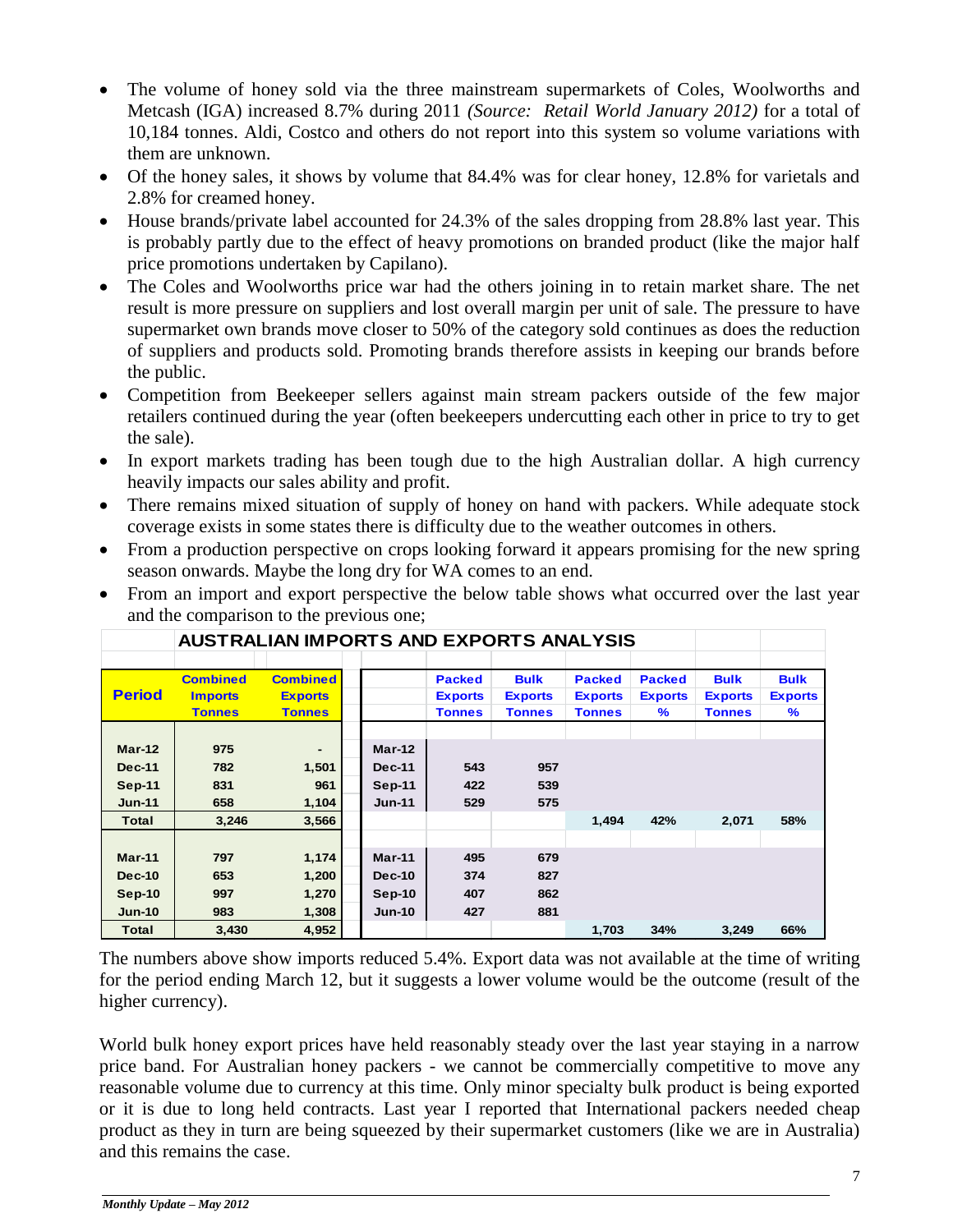- The volume of honey sold via the three mainstream supermarkets of Coles, Woolworths and Metcash (IGA) increased 8.7% during 2011 *(Source: Retail World January 2012)* for a total of 10,184 tonnes. Aldi, Costco and others do not report into this system so volume variations with them are unknown.
- Of the honey sales, it shows by volume that 84.4% was for clear honey, 12.8% for varietals and 2.8% for creamed honey.
- House brands/private label accounted for 24.3% of the sales dropping from 28.8% last year. This is probably partly due to the effect of heavy promotions on branded product (like the major half price promotions undertaken by Capilano).
- The Coles and Woolworths price war had the others joining in to retain market share. The net result is more pressure on suppliers and lost overall margin per unit of sale. The pressure to have supermarket own brands move closer to 50% of the category sold continues as does the reduction of suppliers and products sold. Promoting brands therefore assists in keeping our brands before the public.
- Competition from Beekeeper sellers against main stream packers outside of the few major retailers continued during the year (often beekeepers undercutting each other in price to try to get the sale).
- In export markets trading has been tough due to the high Australian dollar. A high currency heavily impacts our sales ability and profit.
- There remains mixed situation of supply of honey on hand with packers. While adequate stock coverage exists in some states there is difficulty due to the weather outcomes in others.
- From a production perspective on crops looking forward it appears promising for the new spring season onwards. Maybe the long dry for WA comes to an end.
- From an import and export perspective the below table shows what occurred over the last year and the comparison to the previous one;

**AUSTRALIAN IMPORTS AND EXPORTS ANALYSIS**

| Period | Combined Imports Tonnes | Combined Exports Tonnes | | Packed Exports Tonnes | Bulk Exports Tonnes | Packed Exports Tonnes | Packed Exports % | Bulk Exports Tonnes | Bulk Exports % |
|---|---|---|---|---|---|---|---|---|---|
| Mar-12 | 975 | - | Mar-12 | | | | | | |
| Dec-11 | 782 | 1,501 | Dec-11 | 543 | 957 | | | | |
| Sep-11 | 831 | 961 | Sep-11 | 422 | 539 | | | | |
| Jun-11 | 658 | 1,104 | Jun-11 | 529 | 575 | | | | |
| Total | 3,246 | 3,566 | | | | 1,494 | 42% | 2,071 | 58% |
| Mar-11 | 797 | 1,174 | Mar-11 | 495 | 679 | | | | |
| Dec-10 | 653 | 1,200 | Dec-10 | 374 | 827 | | | | |
| Sep-10 | 997 | 1,270 | Sep-10 | 407 | 862 | | | | |
| Jun-10 | 983 | 1,308 | Jun-10 | 427 | 881 | | | | |
| Total | 3,430 | 4,952 | | | | 1,703 | 34% | 3,249 | 66% |

The numbers above show imports reduced 5.4%. Export data was not available at the time of writing for the period ending March 12, but it suggests a lower volume would be the outcome (result of the higher currency).

World bulk honey export prices have held reasonably steady over the last year staying in a narrow price band. For Australian honey packers - we cannot be commercially competitive to move any reasonable volume due to currency at this time. Only minor specialty bulk product is being exported or it is due to long held contracts. Last year I reported that International packers needed cheap product as they in turn are being squeezed by their supermarket customers (like we are in Australia) and this remains the case.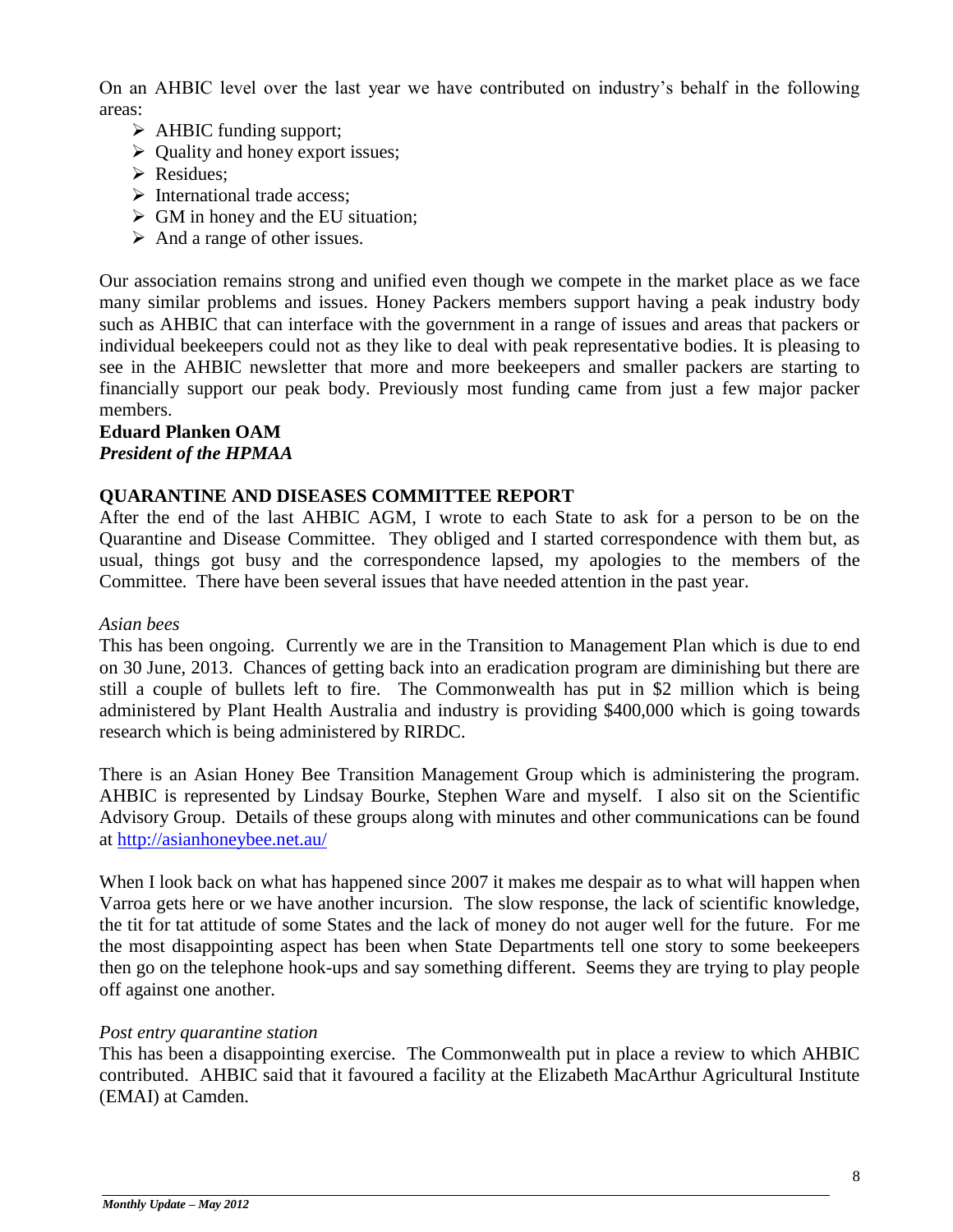On an AHBIC level over the last year we have contributed on industry's behalf in the following areas:

- AHBIC funding support;
- Quality and honey export issues;
- Residues;
- International trade access;
- GM in honey and the EU situation;
- And a range of other issues.

Our association remains strong and unified even though we compete in the market place as we face many similar problems and issues. Honey Packers members support having a peak industry body such as AHBIC that can interface with the government in a range of issues and areas that packers or individual beekeepers could not as they like to deal with peak representative bodies. It is pleasing to see in the AHBIC newsletter that more and more beekeepers and smaller packers are starting to financially support our peak body. Previously most funding came from just a few major packer members.

**Eduard Planken OAM**
***President of the HPMAA***

## QUARANTINE AND DISEASES COMMITTEE REPORT

After the end of the last AHBIC AGM, I wrote to each State to ask for a person to be on the Quarantine and Disease Committee. They obliged and I started correspondence with them but, as usual, things got busy and the correspondence lapsed, my apologies to the members of the Committee. There have been several issues that have needed attention in the past year.

*Asian bees*

This has been ongoing. Currently we are in the Transition to Management Plan which is due to end on 30 June, 2013. Chances of getting back into an eradication program are diminishing but there are still a couple of bullets left to fire. The Commonwealth has put in $2 million which is being administered by Plant Health Australia and industry is providing $400,000 which is going towards research which is being administered by RIRDC.

There is an Asian Honey Bee Transition Management Group which is administering the program. AHBIC is represented by Lindsay Bourke, Stephen Ware and myself. I also sit on the Scientific Advisory Group. Details of these groups along with minutes and other communications can be found at http://asianhoneybee.net.au/

When I look back on what has happened since 2007 it makes me despair as to what will happen when Varroa gets here or we have another incursion. The slow response, the lack of scientific knowledge, the tit for tat attitude of some States and the lack of money do not auger well for the future. For me the most disappointing aspect has been when State Departments tell one story to some beekeepers then go on the telephone hook-ups and say something different. Seems they are trying to play people off against one another.

*Post entry quarantine station*

This has been a disappointing exercise. The Commonwealth put in place a review to which AHBIC contributed. AHBIC said that it favoured a facility at the Elizabeth MacArthur Agricultural Institute (EMAI) at Camden.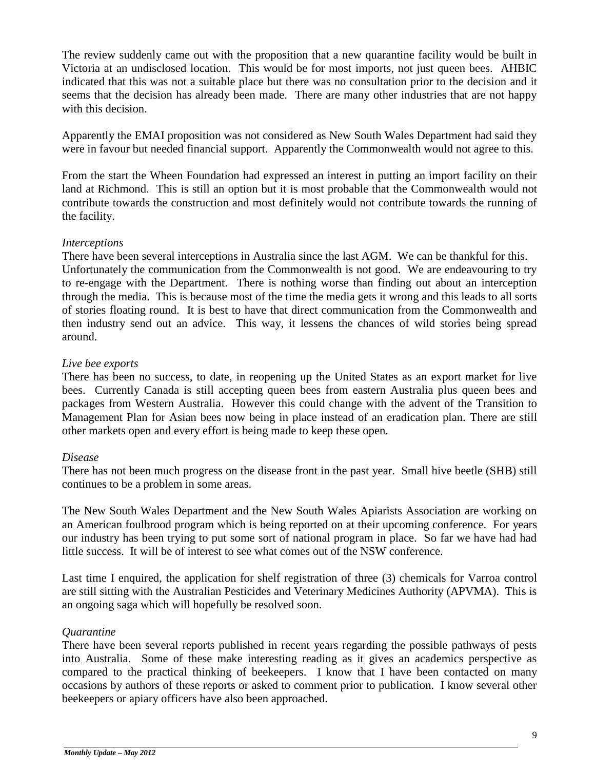The review suddenly came out with the proposition that a new quarantine facility would be built in Victoria at an undisclosed location. This would be for most imports, not just queen bees. AHBIC indicated that this was not a suitable place but there was no consultation prior to the decision and it seems that the decision has already been made. There are many other industries that are not happy with this decision.

Apparently the EMAI proposition was not considered as New South Wales Department had said they were in favour but needed financial support. Apparently the Commonwealth would not agree to this.

From the start the Wheen Foundation had expressed an interest in putting an import facility on their land at Richmond. This is still an option but it is most probable that the Commonwealth would not contribute towards the construction and most definitely would not contribute towards the running of the facility.

*Interceptions*

There have been several interceptions in Australia since the last AGM. We can be thankful for this. Unfortunately the communication from the Commonwealth is not good. We are endeavouring to try to re-engage with the Department. There is nothing worse than finding out about an interception through the media. This is because most of the time the media gets it wrong and this leads to all sorts of stories floating round. It is best to have that direct communication from the Commonwealth and then industry send out an advice. This way, it lessens the chances of wild stories being spread around.

*Live bee exports*

There has been no success, to date, in reopening up the United States as an export market for live bees. Currently Canada is still accepting queen bees from eastern Australia plus queen bees and packages from Western Australia. However this could change with the advent of the Transition to Management Plan for Asian bees now being in place instead of an eradication plan. There are still other markets open and every effort is being made to keep these open.

*Disease*

There has not been much progress on the disease front in the past year. Small hive beetle (SHB) still continues to be a problem in some areas.

The New South Wales Department and the New South Wales Apiarists Association are working on an American foulbrood program which is being reported on at their upcoming conference. For years our industry has been trying to put some sort of national program in place. So far we have had had little success. It will be of interest to see what comes out of the NSW conference.

Last time I enquired, the application for shelf registration of three (3) chemicals for Varroa control are still sitting with the Australian Pesticides and Veterinary Medicines Authority (APVMA). This is an ongoing saga which will hopefully be resolved soon.

*Quarantine*

There have been several reports published in recent years regarding the possible pathways of pests into Australia. Some of these make interesting reading as it gives an academics perspective as compared to the practical thinking of beekeepers. I know that I have been contacted on many occasions by authors of these reports or asked to comment prior to publication. I know several other beekeepers or apiary officers have also been approached.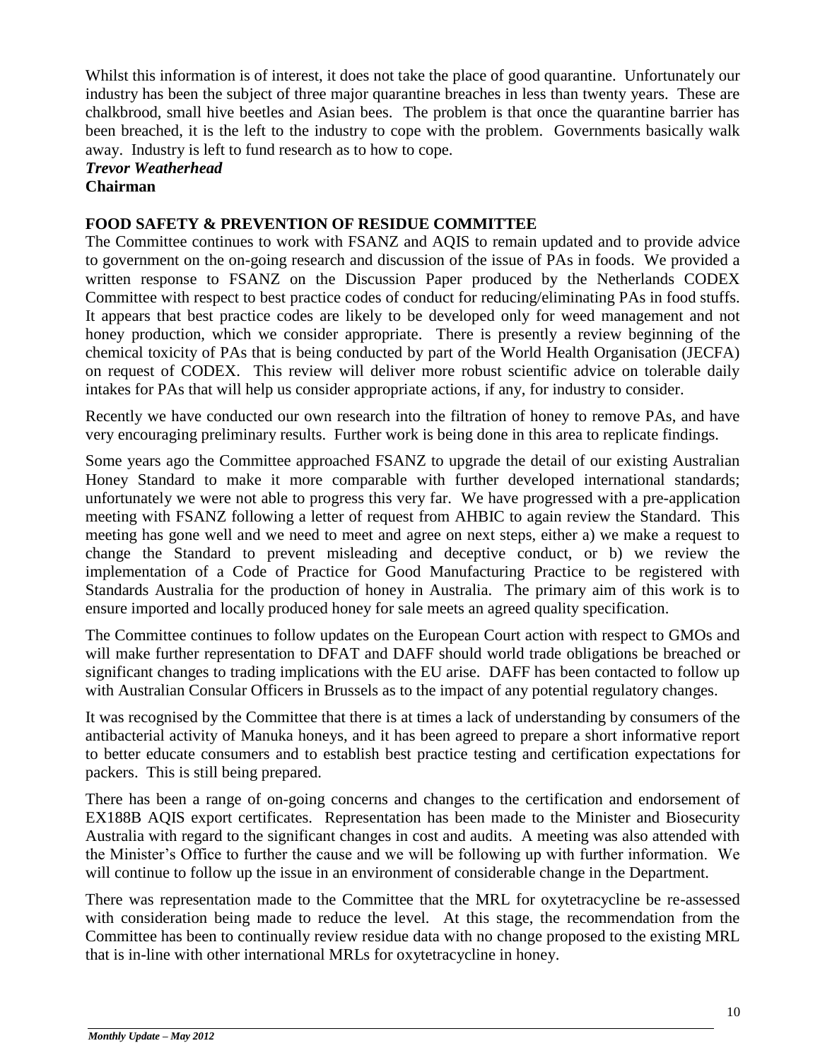Whilst this information is of interest, it does not take the place of good quarantine. Unfortunately our industry has been the subject of three major quarantine breaches in less than twenty years. These are chalkbrood, small hive beetles and Asian bees. The problem is that once the quarantine barrier has been breached, it is the left to the industry to cope with the problem. Governments basically walk away. Industry is left to fund research as to how to cope.

***Trevor Weatherhead***
**Chairman**

## FOOD SAFETY & PREVENTION OF RESIDUE COMMITTEE

The Committee continues to work with FSANZ and AQIS to remain updated and to provide advice to government on the on-going research and discussion of the issue of PAs in foods. We provided a written response to FSANZ on the Discussion Paper produced by the Netherlands CODEX Committee with respect to best practice codes of conduct for reducing/eliminating PAs in food stuffs. It appears that best practice codes are likely to be developed only for weed management and not honey production, which we consider appropriate. There is presently a review beginning of the chemical toxicity of PAs that is being conducted by part of the World Health Organisation (JECFA) on request of CODEX. This review will deliver more robust scientific advice on tolerable daily intakes for PAs that will help us consider appropriate actions, if any, for industry to consider.

Recently we have conducted our own research into the filtration of honey to remove PAs, and have very encouraging preliminary results. Further work is being done in this area to replicate findings.

Some years ago the Committee approached FSANZ to upgrade the detail of our existing Australian Honey Standard to make it more comparable with further developed international standards; unfortunately we were not able to progress this very far. We have progressed with a pre-application meeting with FSANZ following a letter of request from AHBIC to again review the Standard. This meeting has gone well and we need to meet and agree on next steps, either a) we make a request to change the Standard to prevent misleading and deceptive conduct, or b) we review the implementation of a Code of Practice for Good Manufacturing Practice to be registered with Standards Australia for the production of honey in Australia. The primary aim of this work is to ensure imported and locally produced honey for sale meets an agreed quality specification.

The Committee continues to follow updates on the European Court action with respect to GMOs and will make further representation to DFAT and DAFF should world trade obligations be breached or significant changes to trading implications with the EU arise. DAFF has been contacted to follow up with Australian Consular Officers in Brussels as to the impact of any potential regulatory changes.

It was recognised by the Committee that there is at times a lack of understanding by consumers of the antibacterial activity of Manuka honeys, and it has been agreed to prepare a short informative report to better educate consumers and to establish best practice testing and certification expectations for packers. This is still being prepared.

There has been a range of on-going concerns and changes to the certification and endorsement of EX188B AQIS export certificates. Representation has been made to the Minister and Biosecurity Australia with regard to the significant changes in cost and audits. A meeting was also attended with the Minister's Office to further the cause and we will be following up with further information. We will continue to follow up the issue in an environment of considerable change in the Department.

There was representation made to the Committee that the MRL for oxytetracycline be re-assessed with consideration being made to reduce the level. At this stage, the recommendation from the Committee has been to continually review residue data with no change proposed to the existing MRL that is in-line with other international MRLs for oxytetracycline in honey.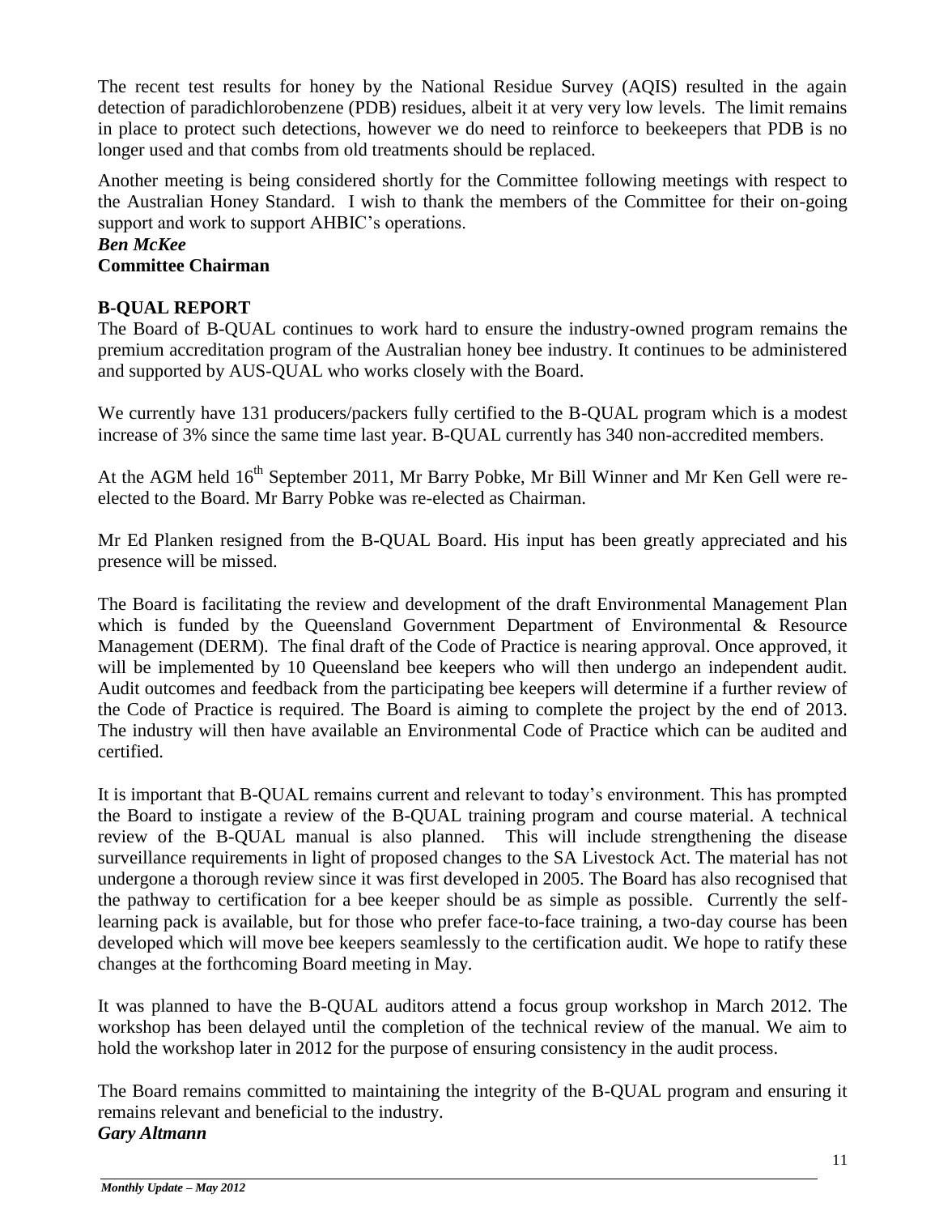The recent test results for honey by the National Residue Survey (AQIS) resulted in the again detection of paradichlorobenzene (PDB) residues, albeit it at very very low levels. The limit remains in place to protect such detections, however we do need to reinforce to beekeepers that PDB is no longer used and that combs from old treatments should be replaced.

Another meeting is being considered shortly for the Committee following meetings with respect to the Australian Honey Standard. I wish to thank the members of the Committee for their on-going support and work to support AHBIC's operations.

***Ben McKee***
**Committee Chairman**

## B-QUAL REPORT

The Board of B-QUAL continues to work hard to ensure the industry-owned program remains the premium accreditation program of the Australian honey bee industry. It continues to be administered and supported by AUS-QUAL who works closely with the Board.

We currently have 131 producers/packers fully certified to the B-QUAL program which is a modest increase of 3% since the same time last year. B-QUAL currently has 340 non-accredited members.

At the AGM held 16th September 2011, Mr Barry Pobke, Mr Bill Winner and Mr Ken Gell were re-elected to the Board. Mr Barry Pobke was re-elected as Chairman.

Mr Ed Planken resigned from the B-QUAL Board. His input has been greatly appreciated and his presence will be missed.

The Board is facilitating the review and development of the draft Environmental Management Plan which is funded by the Queensland Government Department of Environmental & Resource Management (DERM). The final draft of the Code of Practice is nearing approval. Once approved, it will be implemented by 10 Queensland bee keepers who will then undergo an independent audit. Audit outcomes and feedback from the participating bee keepers will determine if a further review of the Code of Practice is required. The Board is aiming to complete the project by the end of 2013. The industry will then have available an Environmental Code of Practice which can be audited and certified.

It is important that B-QUAL remains current and relevant to today's environment. This has prompted the Board to instigate a review of the B-QUAL training program and course material. A technical review of the B-QUAL manual is also planned. This will include strengthening the disease surveillance requirements in light of proposed changes to the SA Livestock Act. The material has not undergone a thorough review since it was first developed in 2005. The Board has also recognised that the pathway to certification for a bee keeper should be as simple as possible. Currently the self-learning pack is available, but for those who prefer face-to-face training, a two-day course has been developed which will move bee keepers seamlessly to the certification audit. We hope to ratify these changes at the forthcoming Board meeting in May.

It was planned to have the B-QUAL auditors attend a focus group workshop in March 2012. The workshop has been delayed until the completion of the technical review of the manual. We aim to hold the workshop later in 2012 for the purpose of ensuring consistency in the audit process.

The Board remains committed to maintaining the integrity of the B-QUAL program and ensuring it remains relevant and beneficial to the industry.

***Gary Altmann***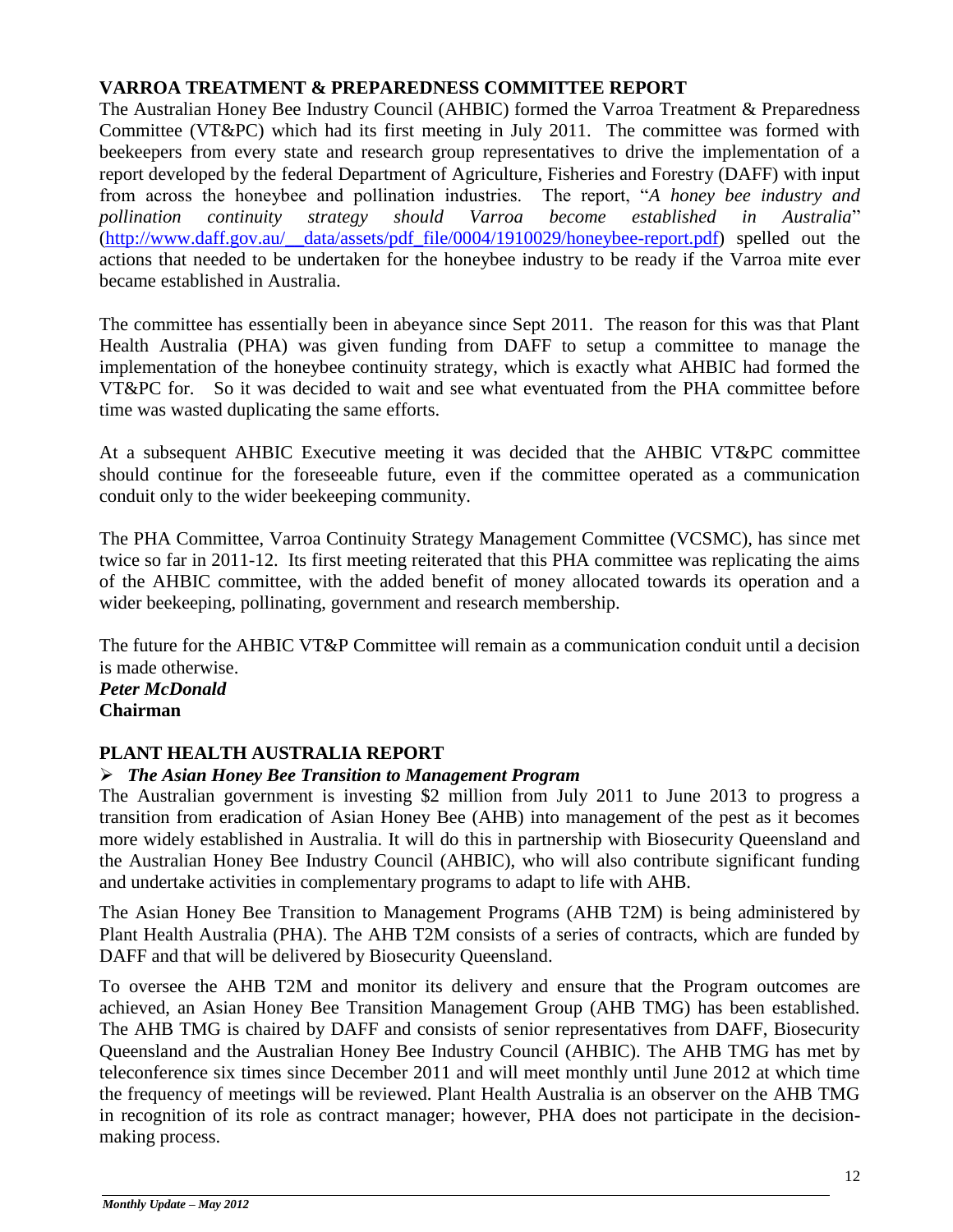## VARROA TREATMENT & PREPAREDNESS COMMITTEE REPORT

The Australian Honey Bee Industry Council (AHBIC) formed the Varroa Treatment & Preparedness Committee (VT&PC) which had its first meeting in July 2011. The committee was formed with beekeepers from every state and research group representatives to drive the implementation of a report developed by the federal Department of Agriculture, Fisheries and Forestry (DAFF) with input from across the honeybee and pollination industries. The report, "*A honey bee industry and pollination continuity strategy should Varroa become established in Australia*" (http://www.daff.gov.au/__data/assets/pdf_file/0004/1910029/honeybee-report.pdf) spelled out the actions that needed to be undertaken for the honeybee industry to be ready if the Varroa mite ever became established in Australia.

The committee has essentially been in abeyance since Sept 2011. The reason for this was that Plant Health Australia (PHA) was given funding from DAFF to setup a committee to manage the implementation of the honeybee continuity strategy, which is exactly what AHBIC had formed the VT&PC for. So it was decided to wait and see what eventuated from the PHA committee before time was wasted duplicating the same efforts.

At a subsequent AHBIC Executive meeting it was decided that the AHBIC VT&PC committee should continue for the foreseeable future, even if the committee operated as a communication conduit only to the wider beekeeping community.

The PHA Committee, Varroa Continuity Strategy Management Committee (VCSMC), has since met twice so far in 2011-12. Its first meeting reiterated that this PHA committee was replicating the aims of the AHBIC committee, with the added benefit of money allocated towards its operation and a wider beekeeping, pollinating, government and research membership.

The future for the AHBIC VT&P Committee will remain as a communication conduit until a decision is made otherwise.

***Peter McDonald***
**Chairman**

## PLANT HEALTH AUSTRALIA REPORT

- ***The Asian Honey Bee Transition to Management Program***

The Australian government is investing $2 million from July 2011 to June 2013 to progress a transition from eradication of Asian Honey Bee (AHB) into management of the pest as it becomes more widely established in Australia. It will do this in partnership with Biosecurity Queensland and the Australian Honey Bee Industry Council (AHBIC), who will also contribute significant funding and undertake activities in complementary programs to adapt to life with AHB.

The Asian Honey Bee Transition to Management Programs (AHB T2M) is being administered by Plant Health Australia (PHA). The AHB T2M consists of a series of contracts, which are funded by DAFF and that will be delivered by Biosecurity Queensland.

To oversee the AHB T2M and monitor its delivery and ensure that the Program outcomes are achieved, an Asian Honey Bee Transition Management Group (AHB TMG) has been established. The AHB TMG is chaired by DAFF and consists of senior representatives from DAFF, Biosecurity Queensland and the Australian Honey Bee Industry Council (AHBIC). The AHB TMG has met by teleconference six times since December 2011 and will meet monthly until June 2012 at which time the frequency of meetings will be reviewed. Plant Health Australia is an observer on the AHB TMG in recognition of its role as contract manager; however, PHA does not participate in the decision-making process.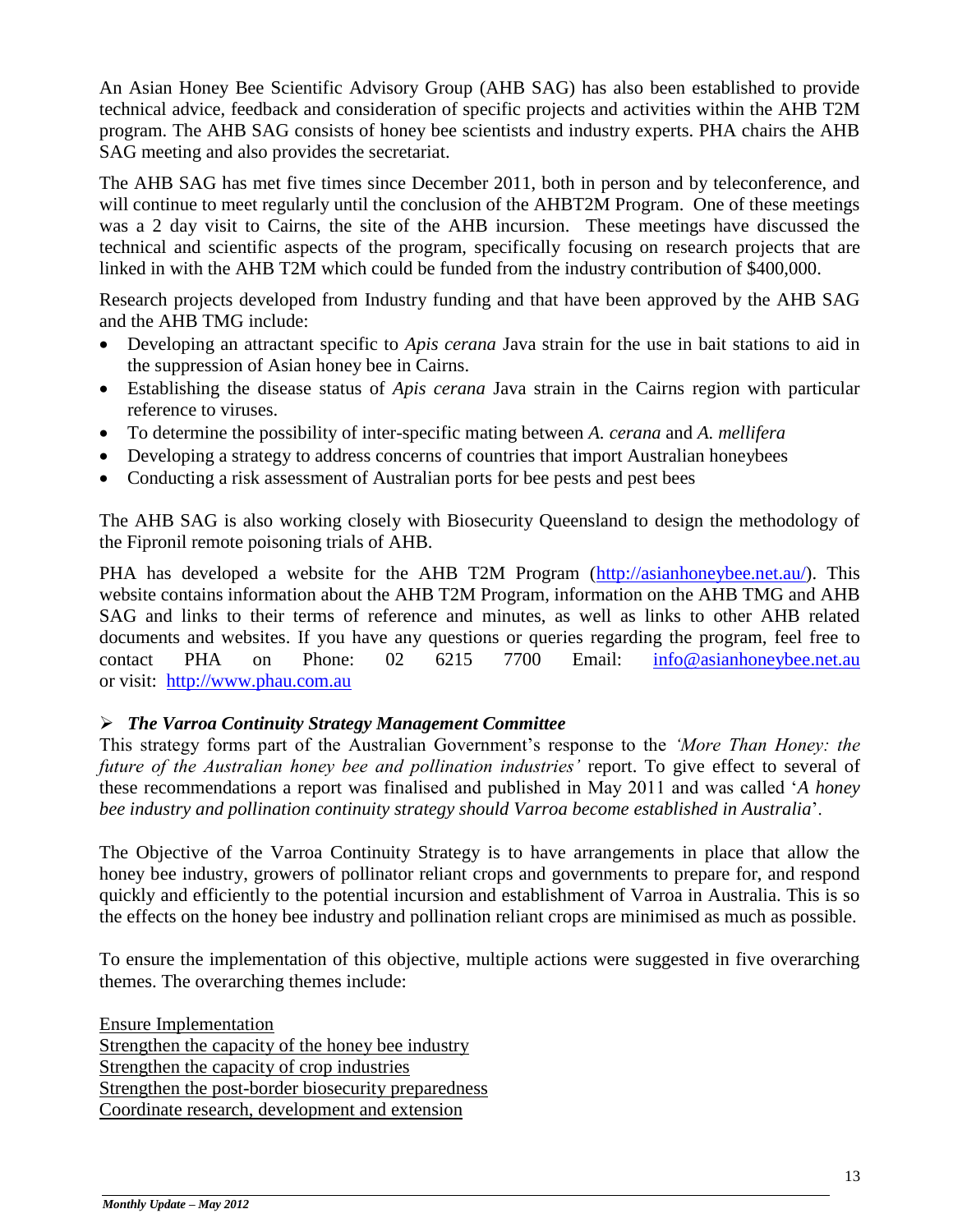An Asian Honey Bee Scientific Advisory Group (AHB SAG) has also been established to provide technical advice, feedback and consideration of specific projects and activities within the AHB T2M program. The AHB SAG consists of honey bee scientists and industry experts. PHA chairs the AHB SAG meeting and also provides the secretariat.

The AHB SAG has met five times since December 2011, both in person and by teleconference, and will continue to meet regularly until the conclusion of the AHBT2M Program. One of these meetings was a 2 day visit to Cairns, the site of the AHB incursion. These meetings have discussed the technical and scientific aspects of the program, specifically focusing on research projects that are linked in with the AHB T2M which could be funded from the industry contribution of $400,000.

Research projects developed from Industry funding and that have been approved by the AHB SAG and the AHB TMG include:

- Developing an attractant specific to *Apis cerana* Java strain for the use in bait stations to aid in the suppression of Asian honey bee in Cairns.
- Establishing the disease status of *Apis cerana* Java strain in the Cairns region with particular reference to viruses.
- To determine the possibility of inter-specific mating between *A. cerana* and *A. mellifera*
- Developing a strategy to address concerns of countries that import Australian honeybees
- Conducting a risk assessment of Australian ports for bee pests and pest bees

The AHB SAG is also working closely with Biosecurity Queensland to design the methodology of the Fipronil remote poisoning trials of AHB.

PHA has developed a website for the AHB T2M Program (http://asianhoneybee.net.au/). This website contains information about the AHB T2M Program, information on the AHB TMG and AHB SAG and links to their terms of reference and minutes, as well as links to other AHB related documents and websites. If you have any questions or queries regarding the program, feel free to contact PHA on Phone: 02 6215 7700 Email: info@asianhoneybee.net.au or visit: http://www.phau.com.au

- ***The Varroa Continuity Strategy Management Committee***

This strategy forms part of the Australian Government's response to the *'More Than Honey: the future of the Australian honey bee and pollination industries'* report. To give effect to several of these recommendations a report was finalised and published in May 2011 and was called '*A honey bee industry and pollination continuity strategy should Varroa become established in Australia*'.

The Objective of the Varroa Continuity Strategy is to have arrangements in place that allow the honey bee industry, growers of pollinator reliant crops and governments to prepare for, and respond quickly and efficiently to the potential incursion and establishment of Varroa in Australia. This is so the effects on the honey bee industry and pollination reliant crops are minimised as much as possible.

To ensure the implementation of this objective, multiple actions were suggested in five overarching themes. The overarching themes include:

Ensure Implementation
Strengthen the capacity of the honey bee industry
Strengthen the capacity of crop industries
Strengthen the post-border biosecurity preparedness
Coordinate research, development and extension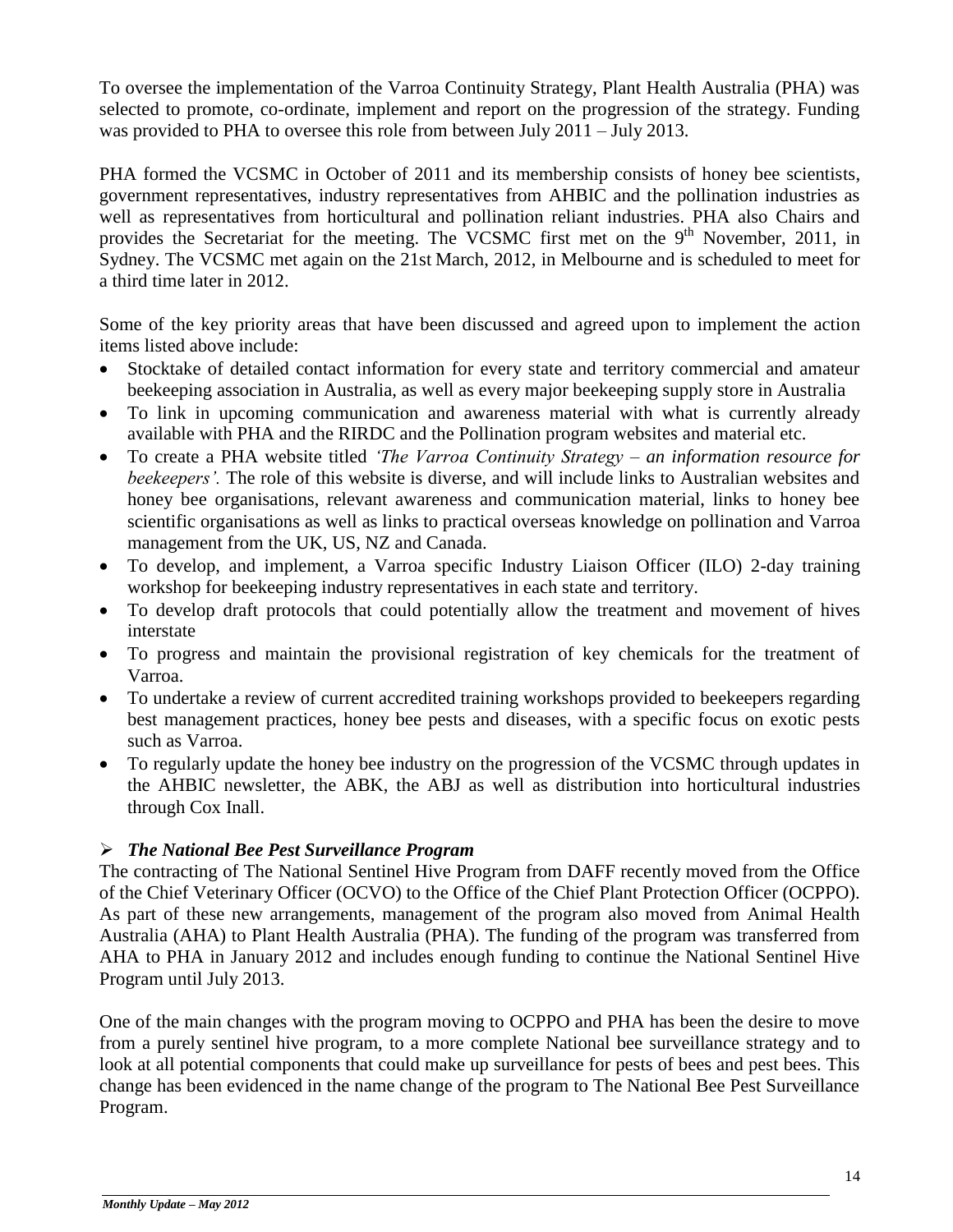To oversee the implementation of the Varroa Continuity Strategy, Plant Health Australia (PHA) was selected to promote, co-ordinate, implement and report on the progression of the strategy. Funding was provided to PHA to oversee this role from between July 2011 – July 2013.

PHA formed the VCSMC in October of 2011 and its membership consists of honey bee scientists, government representatives, industry representatives from AHBIC and the pollination industries as well as representatives from horticultural and pollination reliant industries. PHA also Chairs and provides the Secretariat for the meeting. The VCSMC first met on the 9th November, 2011, in Sydney. The VCSMC met again on the 21st March, 2012, in Melbourne and is scheduled to meet for a third time later in 2012.

Some of the key priority areas that have been discussed and agreed upon to implement the action items listed above include:

- Stocktake of detailed contact information for every state and territory commercial and amateur beekeeping association in Australia, as well as every major beekeeping supply store in Australia
- To link in upcoming communication and awareness material with what is currently already available with PHA and the RIRDC and the Pollination program websites and material etc.
- To create a PHA website titled *'The Varroa Continuity Strategy – an information resource for beekeepers'.* The role of this website is diverse, and will include links to Australian websites and honey bee organisations, relevant awareness and communication material, links to honey bee scientific organisations as well as links to practical overseas knowledge on pollination and Varroa management from the UK, US, NZ and Canada.
- To develop, and implement, a Varroa specific Industry Liaison Officer (ILO) 2-day training workshop for beekeeping industry representatives in each state and territory.
- To develop draft protocols that could potentially allow the treatment and movement of hives interstate
- To progress and maintain the provisional registration of key chemicals for the treatment of Varroa.
- To undertake a review of current accredited training workshops provided to beekeepers regarding best management practices, honey bee pests and diseases, with a specific focus on exotic pests such as Varroa.
- To regularly update the honey bee industry on the progression of the VCSMC through updates in the AHBIC newsletter, the ABK, the ABJ as well as distribution into horticultural industries through Cox Inall.

### ➢ *The National Bee Pest Surveillance Program*

The contracting of The National Sentinel Hive Program from DAFF recently moved from the Office of the Chief Veterinary Officer (OCVO) to the Office of the Chief Plant Protection Officer (OCPPO). As part of these new arrangements, management of the program also moved from Animal Health Australia (AHA) to Plant Health Australia (PHA). The funding of the program was transferred from AHA to PHA in January 2012 and includes enough funding to continue the National Sentinel Hive Program until July 2013.

One of the main changes with the program moving to OCPPO and PHA has been the desire to move from a purely sentinel hive program, to a more complete National bee surveillance strategy and to look at all potential components that could make up surveillance for pests of bees and pest bees. This change has been evidenced in the name change of the program to The National Bee Pest Surveillance Program.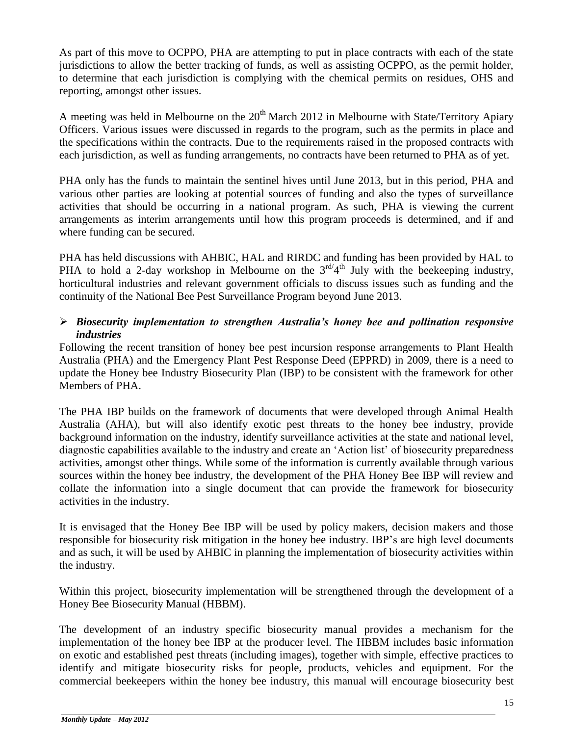As part of this move to OCPPO, PHA are attempting to put in place contracts with each of the state jurisdictions to allow the better tracking of funds, as well as assisting OCPPO, as the permit holder, to determine that each jurisdiction is complying with the chemical permits on residues, OHS and reporting, amongst other issues.

A meeting was held in Melbourne on the 20th March 2012 in Melbourne with State/Territory Apiary Officers. Various issues were discussed in regards to the program, such as the permits in place and the specifications within the contracts. Due to the requirements raised in the proposed contracts with each jurisdiction, as well as funding arrangements, no contracts have been returned to PHA as of yet.

PHA only has the funds to maintain the sentinel hives until June 2013, but in this period, PHA and various other parties are looking at potential sources of funding and also the types of surveillance activities that should be occurring in a national program. As such, PHA is viewing the current arrangements as interim arrangements until how this program proceeds is determined, and if and where funding can be secured.

PHA has held discussions with AHBIC, HAL and RIRDC and funding has been provided by HAL to PHA to hold a 2-day workshop in Melbourne on the 3rd/4th July with the beekeeping industry, horticultural industries and relevant government officials to discuss issues such as funding and the continuity of the National Bee Pest Surveillance Program beyond June 2013.

- ***Biosecurity implementation to strengthen Australia's honey bee and pollination responsive industries***

Following the recent transition of honey bee pest incursion response arrangements to Plant Health Australia (PHA) and the Emergency Plant Pest Response Deed (EPPRD) in 2009, there is a need to update the Honey bee Industry Biosecurity Plan (IBP) to be consistent with the framework for other Members of PHA.

The PHA IBP builds on the framework of documents that were developed through Animal Health Australia (AHA), but will also identify exotic pest threats to the honey bee industry, provide background information on the industry, identify surveillance activities at the state and national level, diagnostic capabilities available to the industry and create an 'Action list' of biosecurity preparedness activities, amongst other things. While some of the information is currently available through various sources within the honey bee industry, the development of the PHA Honey Bee IBP will review and collate the information into a single document that can provide the framework for biosecurity activities in the industry.

It is envisaged that the Honey Bee IBP will be used by policy makers, decision makers and those responsible for biosecurity risk mitigation in the honey bee industry. IBP's are high level documents and as such, it will be used by AHBIC in planning the implementation of biosecurity activities within the industry.

Within this project, biosecurity implementation will be strengthened through the development of a Honey Bee Biosecurity Manual (HBBM).

The development of an industry specific biosecurity manual provides a mechanism for the implementation of the honey bee IBP at the producer level. The HBBM includes basic information on exotic and established pest threats (including images), together with simple, effective practices to identify and mitigate biosecurity risks for people, products, vehicles and equipment. For the commercial beekeepers within the honey bee industry, this manual will encourage biosecurity best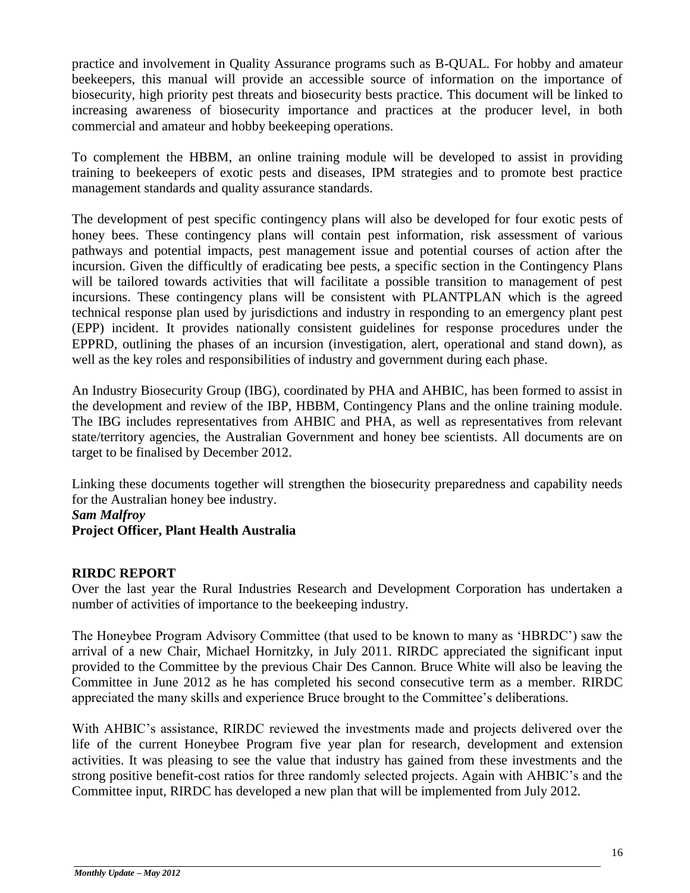practice and involvement in Quality Assurance programs such as B-QUAL. For hobby and amateur beekeepers, this manual will provide an accessible source of information on the importance of biosecurity, high priority pest threats and biosecurity bests practice. This document will be linked to increasing awareness of biosecurity importance and practices at the producer level, in both commercial and amateur and hobby beekeeping operations.

To complement the HBBM, an online training module will be developed to assist in providing training to beekeepers of exotic pests and diseases, IPM strategies and to promote best practice management standards and quality assurance standards.

The development of pest specific contingency plans will also be developed for four exotic pests of honey bees. These contingency plans will contain pest information, risk assessment of various pathways and potential impacts, pest management issue and potential courses of action after the incursion. Given the difficultly of eradicating bee pests, a specific section in the Contingency Plans will be tailored towards activities that will facilitate a possible transition to management of pest incursions. These contingency plans will be consistent with PLANTPLAN which is the agreed technical response plan used by jurisdictions and industry in responding to an emergency plant pest (EPP) incident. It provides nationally consistent guidelines for response procedures under the EPPRD, outlining the phases of an incursion (investigation, alert, operational and stand down), as well as the key roles and responsibilities of industry and government during each phase.

An Industry Biosecurity Group (IBG), coordinated by PHA and AHBIC, has been formed to assist in the development and review of the IBP, HBBM, Contingency Plans and the online training module. The IBG includes representatives from AHBIC and PHA, as well as representatives from relevant state/territory agencies, the Australian Government and honey bee scientists. All documents are on target to be finalised by December 2012.

Linking these documents together will strengthen the biosecurity preparedness and capability needs for the Australian honey bee industry.

***Sam Malfroy***
**Project Officer, Plant Health Australia**

## RIRDC REPORT

Over the last year the Rural Industries Research and Development Corporation has undertaken a number of activities of importance to the beekeeping industry.

The Honeybee Program Advisory Committee (that used to be known to many as 'HBRDC') saw the arrival of a new Chair, Michael Hornitzky, in July 2011. RIRDC appreciated the significant input provided to the Committee by the previous Chair Des Cannon. Bruce White will also be leaving the Committee in June 2012 as he has completed his second consecutive term as a member. RIRDC appreciated the many skills and experience Bruce brought to the Committee's deliberations.

With AHBIC's assistance, RIRDC reviewed the investments made and projects delivered over the life of the current Honeybee Program five year plan for research, development and extension activities. It was pleasing to see the value that industry has gained from these investments and the strong positive benefit-cost ratios for three randomly selected projects. Again with AHBIC's and the Committee input, RIRDC has developed a new plan that will be implemented from July 2012.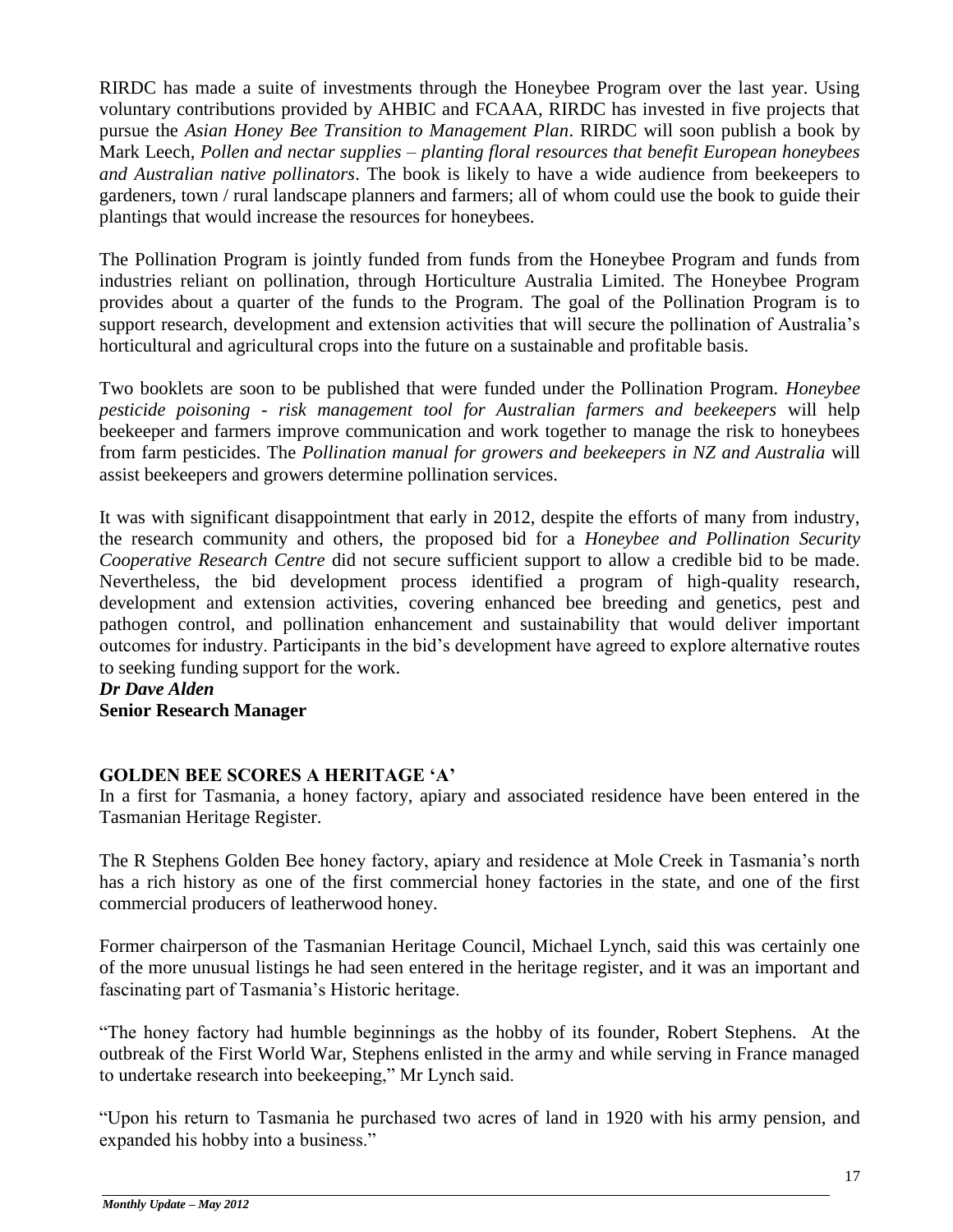RIRDC has made a suite of investments through the Honeybee Program over the last year. Using voluntary contributions provided by AHBIC and FCAAA, RIRDC has invested in five projects that pursue the *Asian Honey Bee Transition to Management Plan*. RIRDC will soon publish a book by Mark Leech, *Pollen and nectar supplies – planting floral resources that benefit European honeybees and Australian native pollinators*. The book is likely to have a wide audience from beekeepers to gardeners, town / rural landscape planners and farmers; all of whom could use the book to guide their plantings that would increase the resources for honeybees.

The Pollination Program is jointly funded from funds from the Honeybee Program and funds from industries reliant on pollination, through Horticulture Australia Limited. The Honeybee Program provides about a quarter of the funds to the Program. The goal of the Pollination Program is to support research, development and extension activities that will secure the pollination of Australia's horticultural and agricultural crops into the future on a sustainable and profitable basis.

Two booklets are soon to be published that were funded under the Pollination Program. *Honeybee pesticide poisoning - risk management tool for Australian farmers and beekeepers* will help beekeeper and farmers improve communication and work together to manage the risk to honeybees from farm pesticides. The *Pollination manual for growers and beekeepers in NZ and Australia* will assist beekeepers and growers determine pollination services.

It was with significant disappointment that early in 2012, despite the efforts of many from industry, the research community and others, the proposed bid for a *Honeybee and Pollination Security Cooperative Research Centre* did not secure sufficient support to allow a credible bid to be made. Nevertheless, the bid development process identified a program of high-quality research, development and extension activities, covering enhanced bee breeding and genetics, pest and pathogen control, and pollination enhancement and sustainability that would deliver important outcomes for industry. Participants in the bid's development have agreed to explore alternative routes to seeking funding support for the work.

***Dr Dave Alden***
**Senior Research Manager**

## GOLDEN BEE SCORES A HERITAGE 'A'

In a first for Tasmania, a honey factory, apiary and associated residence have been entered in the Tasmanian Heritage Register.

The R Stephens Golden Bee honey factory, apiary and residence at Mole Creek in Tasmania's north has a rich history as one of the first commercial honey factories in the state, and one of the first commercial producers of leatherwood honey.

Former chairperson of the Tasmanian Heritage Council, Michael Lynch, said this was certainly one of the more unusual listings he had seen entered in the heritage register, and it was an important and fascinating part of Tasmania's Historic heritage.

"The honey factory had humble beginnings as the hobby of its founder, Robert Stephens. At the outbreak of the First World War, Stephens enlisted in the army and while serving in France managed to undertake research into beekeeping," Mr Lynch said.

"Upon his return to Tasmania he purchased two acres of land in 1920 with his army pension, and expanded his hobby into a business."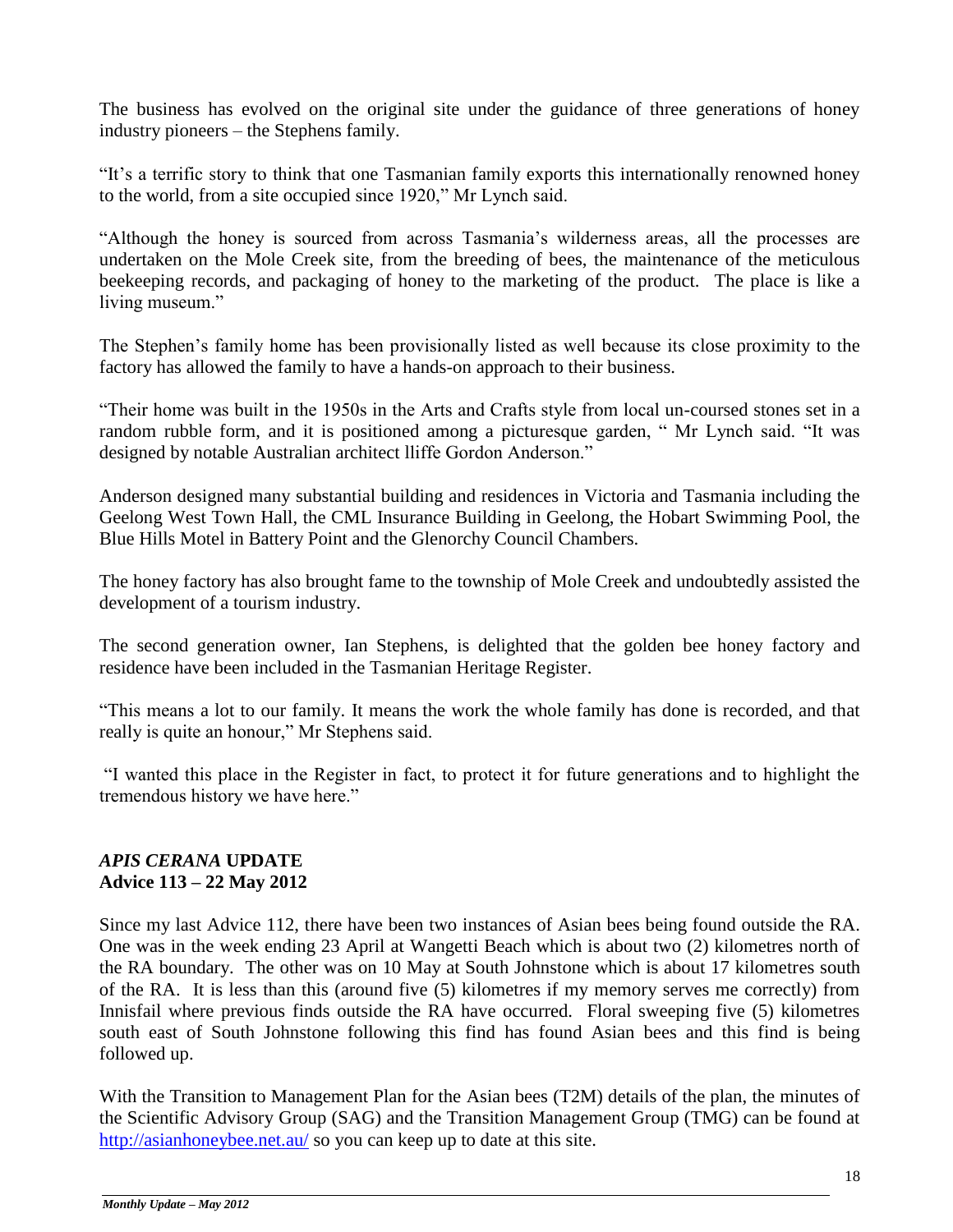The business has evolved on the original site under the guidance of three generations of honey industry pioneers – the Stephens family.

"It's a terrific story to think that one Tasmanian family exports this internationally renowned honey to the world, from a site occupied since 1920," Mr Lynch said.

"Although the honey is sourced from across Tasmania's wilderness areas, all the processes are undertaken on the Mole Creek site, from the breeding of bees, the maintenance of the meticulous beekeeping records, and packaging of honey to the marketing of the product. The place is like a living museum."

The Stephen's family home has been provisionally listed as well because its close proximity to the factory has allowed the family to have a hands-on approach to their business.

"Their home was built in the 1950s in the Arts and Crafts style from local un-coursed stones set in a random rubble form, and it is positioned among a picturesque garden, " Mr Lynch said. "It was designed by notable Australian architect lliffe Gordon Anderson."

Anderson designed many substantial building and residences in Victoria and Tasmania including the Geelong West Town Hall, the CML Insurance Building in Geelong, the Hobart Swimming Pool, the Blue Hills Motel in Battery Point and the Glenorchy Council Chambers.

The honey factory has also brought fame to the township of Mole Creek and undoubtedly assisted the development of a tourism industry.

The second generation owner, Ian Stephens, is delighted that the golden bee honey factory and residence have been included in the Tasmanian Heritage Register.

"This means a lot to our family. It means the work the whole family has done is recorded, and that really is quite an honour," Mr Stephens said.

"I wanted this place in the Register in fact, to protect it for future generations and to highlight the tremendous history we have here."

## *APIS CERANA* UPDATE
**Advice 113 – 22 May 2012**

Since my last Advice 112, there have been two instances of Asian bees being found outside the RA. One was in the week ending 23 April at Wangetti Beach which is about two (2) kilometres north of the RA boundary. The other was on 10 May at South Johnstone which is about 17 kilometres south of the RA. It is less than this (around five (5) kilometres if my memory serves me correctly) from Innisfail where previous finds outside the RA have occurred. Floral sweeping five (5) kilometres south east of South Johnstone following this find has found Asian bees and this find is being followed up.

With the Transition to Management Plan for the Asian bees (T2M) details of the plan, the minutes of the Scientific Advisory Group (SAG) and the Transition Management Group (TMG) can be found at http://asianhoneybee.net.au/ so you can keep up to date at this site.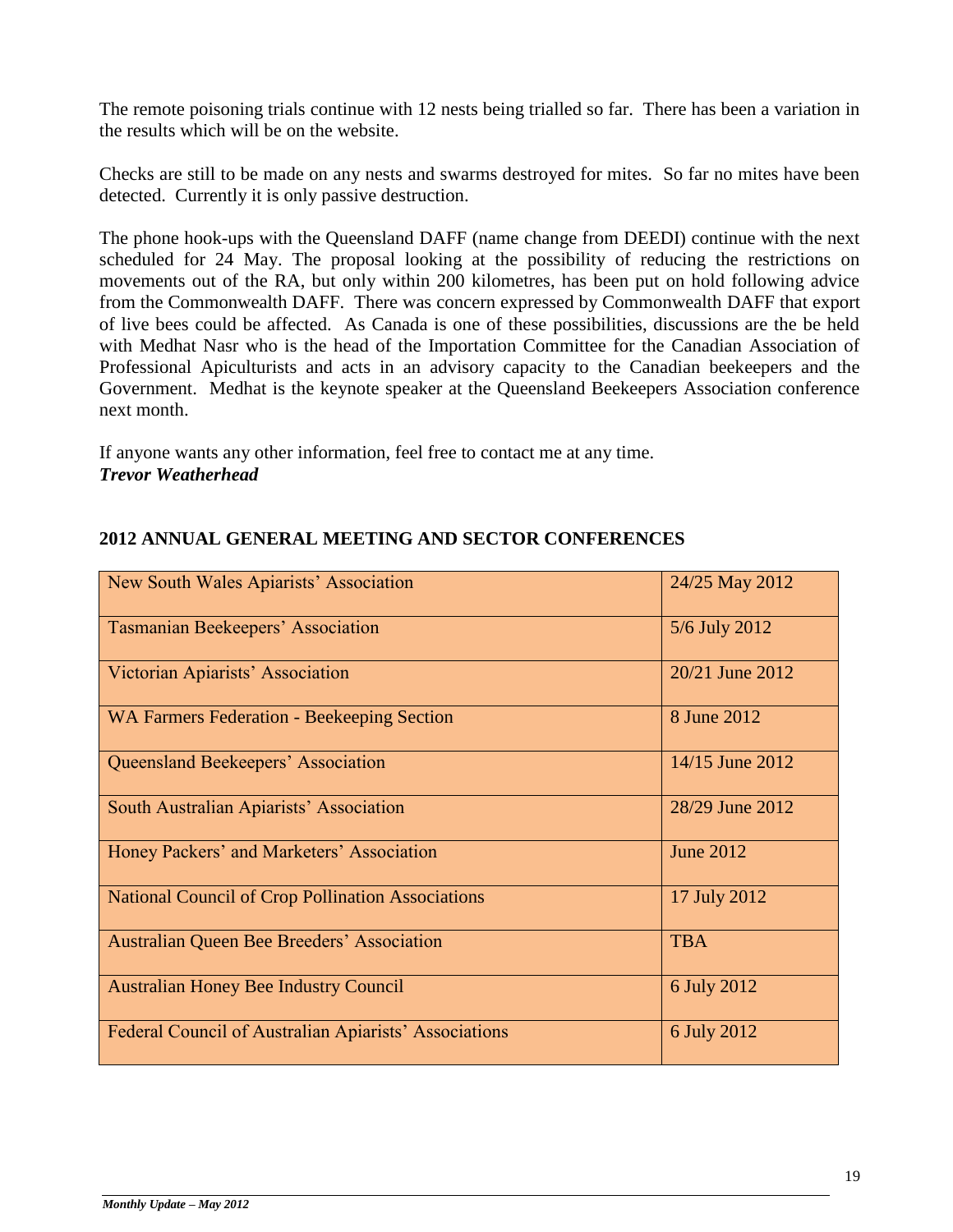The remote poisoning trials continue with 12 nests being trialled so far. There has been a variation in the results which will be on the website.

Checks are still to be made on any nests and swarms destroyed for mites. So far no mites have been detected. Currently it is only passive destruction.

The phone hook-ups with the Queensland DAFF (name change from DEEDI) continue with the next scheduled for 24 May. The proposal looking at the possibility of reducing the restrictions on movements out of the RA, but only within 200 kilometres, has been put on hold following advice from the Commonwealth DAFF. There was concern expressed by Commonwealth DAFF that export of live bees could be affected. As Canada is one of these possibilities, discussions are the be held with Medhat Nasr who is the head of the Importation Committee for the Canadian Association of Professional Apiculturists and acts in an advisory capacity to the Canadian beekeepers and the Government. Medhat is the keynote speaker at the Queensland Beekeepers Association conference next month.

If anyone wants any other information, feel free to contact me at any time.
***Trevor Weatherhead***

## 2012 ANNUAL GENERAL MEETING AND SECTOR CONFERENCES

| | |
|---|---|
| New South Wales Apiarists' Association | 24/25 May 2012 |
| Tasmanian Beekeepers' Association | 5/6 July 2012 |
| Victorian Apiarists' Association | 20/21 June 2012 |
| WA Farmers Federation - Beekeeping Section | 8 June 2012 |
| Queensland Beekeepers' Association | 14/15 June 2012 |
| South Australian Apiarists' Association | 28/29 June 2012 |
| Honey Packers' and Marketers' Association | June 2012 |
| National Council of Crop Pollination Associations | 17 July 2012 |
| Australian Queen Bee Breeders' Association | TBA |
| Australian Honey Bee Industry Council | 6 July 2012 |
| Federal Council of Australian Apiarists' Associations | 6 July 2012 |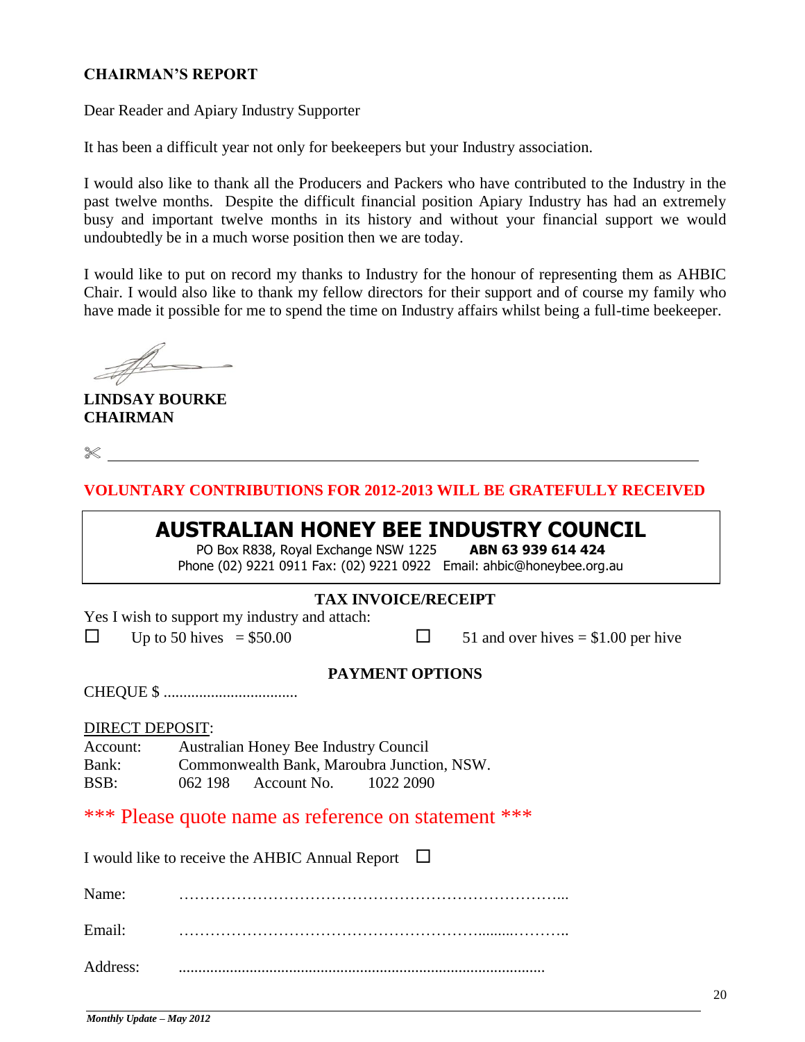**CHAIRMAN'S REPORT**

Dear Reader and Apiary Industry Supporter

It has been a difficult year not only for beekeepers but your Industry association.

I would also like to thank all the Producers and Packers who have contributed to the Industry in the past twelve months. Despite the difficult financial position Apiary Industry has had an extremely busy and important twelve months in its history and without your financial support we would undoubtedly be in a much worse position then we are today.

I would like to put on record my thanks to Industry for the honour of representing them as AHBIC Chair. I would also like to thank my fellow directors for their support and of course my family who have made it possible for me to spend the time on Industry affairs whilst being a full-time beekeeper.

**LINDSAY BOURKE**
**CHAIRMAN**

✂ ---

**VOLUNTARY CONTRIBUTIONS FOR 2012-2013 WILL BE GRATEFULLY RECEIVED**

# AUSTRALIAN HONEY BEE INDUSTRY COUNCIL

PO Box R838, Royal Exchange NSW 1225 **ABN 63 939 614 424**
Phone (02) 9221 0911 Fax: (02) 9221 0922 Email: ahbic@honeybee.org.au

**TAX INVOICE/RECEIPT**

Yes I wish to support my industry and attach:

☐ Up to 50 hives = $50.00 ☐ 51 and over hives = $1.00 per hive

**PAYMENT OPTIONS**

CHEQUE $ .................................

DIRECT DEPOSIT:

Account: Australian Honey Bee Industry Council
Bank: Commonwealth Bank, Maroubra Junction, NSW.
BSB: 062 198 Account No. 1022 2090

\*\*\* Please quote name as reference on statement \*\*\*

I would like to receive the AHBIC Annual Report ☐

Name: ……………………………………………………………...

Email: ………………………………………………………........………..

Address: ............................................................................................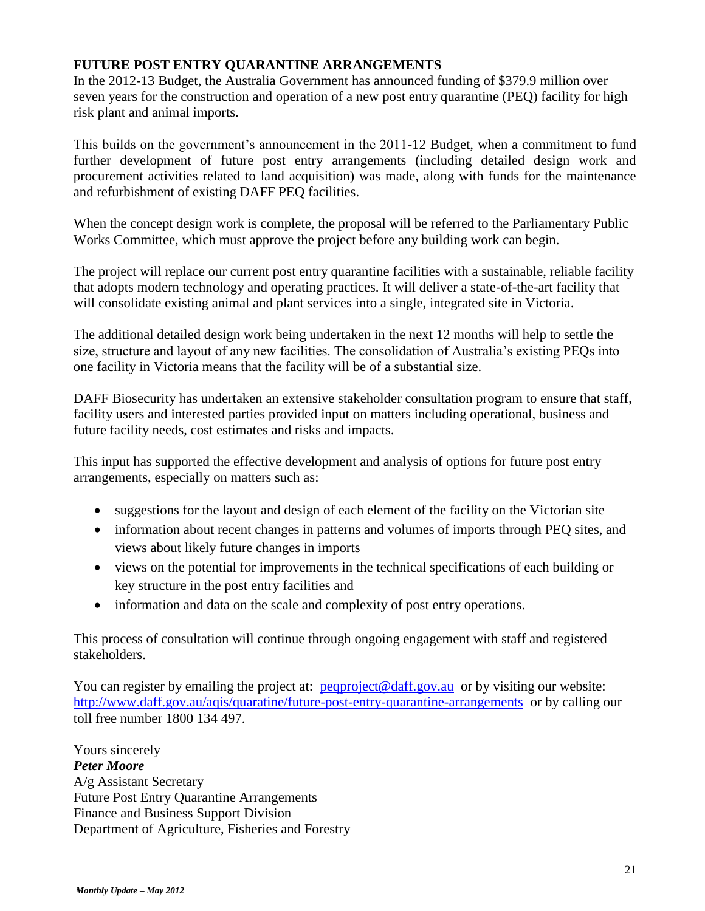**FUTURE POST ENTRY QUARANTINE ARRANGEMENTS**

In the 2012-13 Budget, the Australia Government has announced funding of $379.9 million over seven years for the construction and operation of a new post entry quarantine (PEQ) facility for high risk plant and animal imports.

This builds on the government's announcement in the 2011-12 Budget, when a commitment to fund further development of future post entry arrangements (including detailed design work and procurement activities related to land acquisition) was made, along with funds for the maintenance and refurbishment of existing DAFF PEQ facilities.

When the concept design work is complete, the proposal will be referred to the Parliamentary Public Works Committee, which must approve the project before any building work can begin.

The project will replace our current post entry quarantine facilities with a sustainable, reliable facility that adopts modern technology and operating practices. It will deliver a state-of-the-art facility that will consolidate existing animal and plant services into a single, integrated site in Victoria.

The additional detailed design work being undertaken in the next 12 months will help to settle the size, structure and layout of any new facilities. The consolidation of Australia's existing PEQs into one facility in Victoria means that the facility will be of a substantial size.

DAFF Biosecurity has undertaken an extensive stakeholder consultation program to ensure that staff, facility users and interested parties provided input on matters including operational, business and future facility needs, cost estimates and risks and impacts.

This input has supported the effective development and analysis of options for future post entry arrangements, especially on matters such as:

- suggestions for the layout and design of each element of the facility on the Victorian site
- information about recent changes in patterns and volumes of imports through PEQ sites, and views about likely future changes in imports
- views on the potential for improvements in the technical specifications of each building or key structure in the post entry facilities and
- information and data on the scale and complexity of post entry operations.

This process of consultation will continue through ongoing engagement with staff and registered stakeholders.

You can register by emailing the project at: peqproject@daff.gov.au or by visiting our website: http://www.daff.gov.au/aqis/quaratine/future-post-entry-quarantine-arrangements or by calling our toll free number 1800 134 497.

Yours sincerely  
***Peter Moore***  
A/g Assistant Secretary  
Future Post Entry Quarantine Arrangements  
Finance and Business Support Division  
Department of Agriculture, Fisheries and Forestry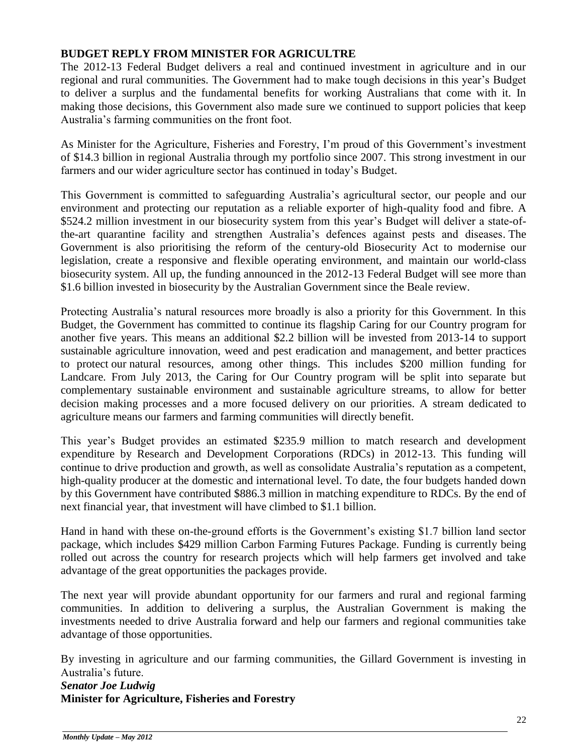## BUDGET REPLY FROM MINISTER FOR AGRICULTRE

The 2012-13 Federal Budget delivers a real and continued investment in agriculture and in our regional and rural communities. The Government had to make tough decisions in this year's Budget to deliver a surplus and the fundamental benefits for working Australians that come with it. In making those decisions, this Government also made sure we continued to support policies that keep Australia's farming communities on the front foot.

As Minister for the Agriculture, Fisheries and Forestry, I'm proud of this Government's investment of $14.3 billion in regional Australia through my portfolio since 2007. This strong investment in our farmers and our wider agriculture sector has continued in today's Budget.

This Government is committed to safeguarding Australia's agricultural sector, our people and our environment and protecting our reputation as a reliable exporter of high-quality food and fibre. A $524.2 million investment in our biosecurity system from this year's Budget will deliver a state-of-the-art quarantine facility and strengthen Australia's defences against pests and diseases. The Government is also prioritising the reform of the century-old Biosecurity Act to modernise our legislation, create a responsive and flexible operating environment, and maintain our world-class biosecurity system. All up, the funding announced in the 2012-13 Federal Budget will see more than $1.6 billion invested in biosecurity by the Australian Government since the Beale review.

Protecting Australia's natural resources more broadly is also a priority for this Government. In this Budget, the Government has committed to continue its flagship Caring for our Country program for another five years. This means an additional $2.2 billion will be invested from 2013-14 to support sustainable agriculture innovation, weed and pest eradication and management, and better practices to protect our natural resources, among other things. This includes $200 million funding for Landcare. From July 2013, the Caring for Our Country program will be split into separate but complementary sustainable environment and sustainable agriculture streams, to allow for better decision making processes and a more focused delivery on our priorities. A stream dedicated to agriculture means our farmers and farming communities will directly benefit.

This year's Budget provides an estimated $235.9 million to match research and development expenditure by Research and Development Corporations (RDCs) in 2012-13. This funding will continue to drive production and growth, as well as consolidate Australia's reputation as a competent, high-quality producer at the domestic and international level. To date, the four budgets handed down by this Government have contributed $886.3 million in matching expenditure to RDCs. By the end of next financial year, that investment will have climbed to $1.1 billion.

Hand in hand with these on-the-ground efforts is the Government's existing $1.7 billion land sector package, which includes $429 million Carbon Farming Futures Package. Funding is currently being rolled out across the country for research projects which will help farmers get involved and take advantage of the great opportunities the packages provide.

The next year will provide abundant opportunity for our farmers and rural and regional farming communities. In addition to delivering a surplus, the Australian Government is making the investments needed to drive Australia forward and help our farmers and regional communities take advantage of those opportunities.

By investing in agriculture and our farming communities, the Gillard Government is investing in Australia's future.

***Senator Joe Ludwig***
**Minister for Agriculture, Fisheries and Forestry**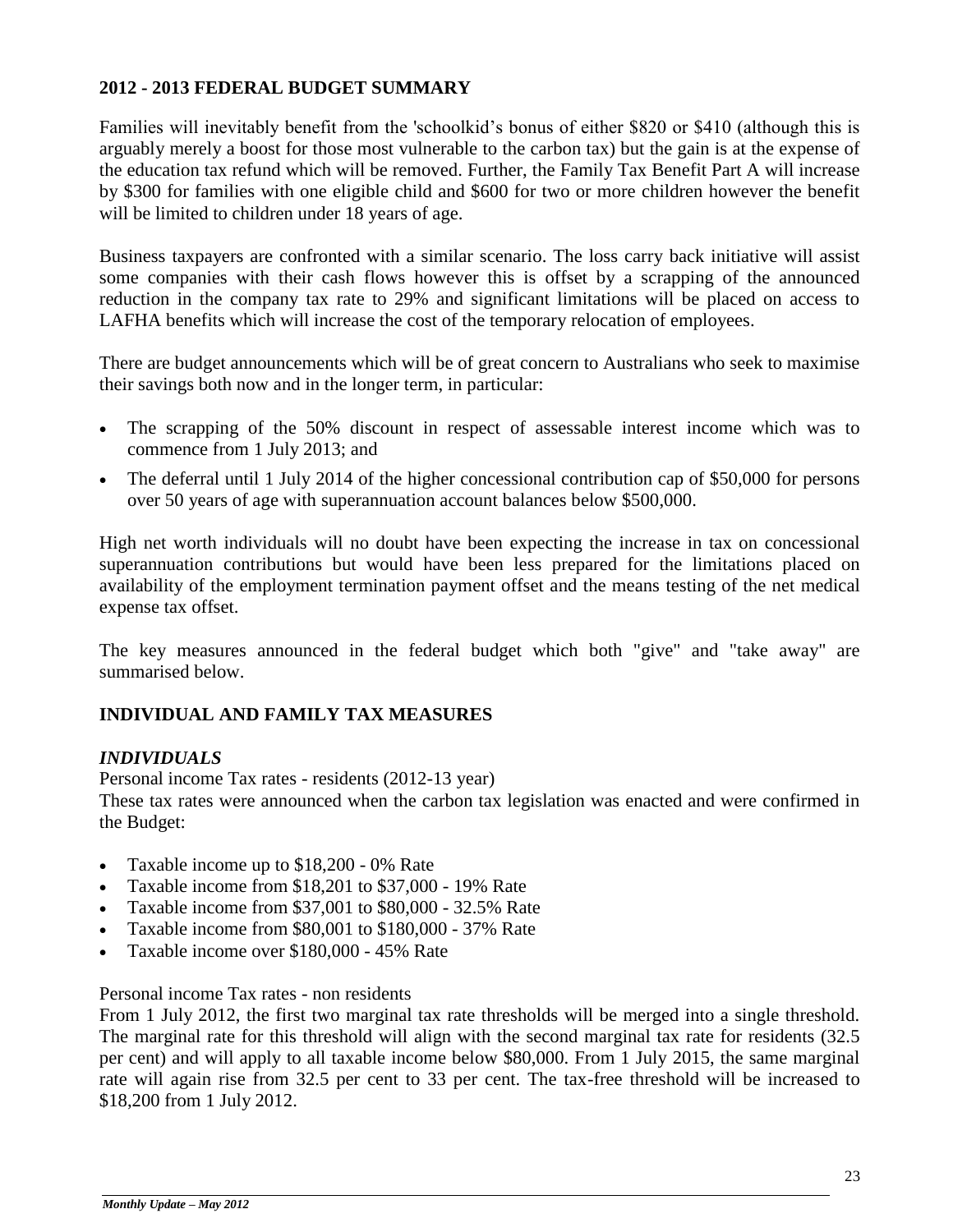## 2012 - 2013 FEDERAL BUDGET SUMMARY

Families will inevitably benefit from the 'schoolkid's bonus of either $820 or $410 (although this is arguably merely a boost for those most vulnerable to the carbon tax) but the gain is at the expense of the education tax refund which will be removed. Further, the Family Tax Benefit Part A will increase by $300 for families with one eligible child and $600 for two or more children however the benefit will be limited to children under 18 years of age.

Business taxpayers are confronted with a similar scenario. The loss carry back initiative will assist some companies with their cash flows however this is offset by a scrapping of the announced reduction in the company tax rate to 29% and significant limitations will be placed on access to LAFHA benefits which will increase the cost of the temporary relocation of employees.

There are budget announcements which will be of great concern to Australians who seek to maximise their savings both now and in the longer term, in particular:

- The scrapping of the 50% discount in respect of assessable interest income which was to commence from 1 July 2013; and
- The deferral until 1 July 2014 of the higher concessional contribution cap of $50,000 for persons over 50 years of age with superannuation account balances below $500,000.

High net worth individuals will no doubt have been expecting the increase in tax on concessional superannuation contributions but would have been less prepared for the limitations placed on availability of the employment termination payment offset and the means testing of the net medical expense tax offset.

The key measures announced in the federal budget which both "give" and "take away" are summarised below.

## INDIVIDUAL AND FAMILY TAX MEASURES

### *INDIVIDUALS*

Personal income Tax rates - residents (2012-13 year)

These tax rates were announced when the carbon tax legislation was enacted and were confirmed in the Budget:

- Taxable income up to $18,200 - 0% Rate
- Taxable income from $18,201 to $37,000 - 19% Rate
- Taxable income from $37,001 to $80,000 - 32.5% Rate
- Taxable income from $80,001 to $180,000 - 37% Rate
- Taxable income over $180,000 - 45% Rate

Personal income Tax rates - non residents

From 1 July 2012, the first two marginal tax rate thresholds will be merged into a single threshold. The marginal rate for this threshold will align with the second marginal tax rate for residents (32.5 per cent) and will apply to all taxable income below $80,000. From 1 July 2015, the same marginal rate will again rise from 32.5 per cent to 33 per cent. The tax-free threshold will be increased to $18,200 from 1 July 2012.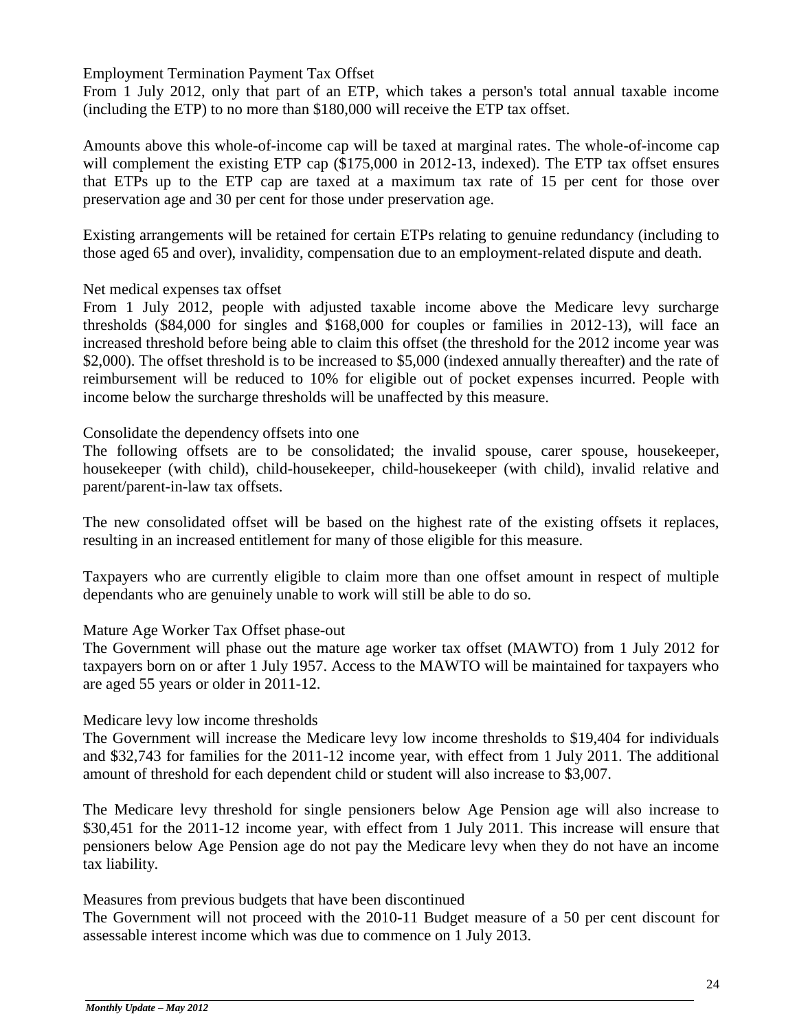### Employment Termination Payment Tax Offset

From 1 July 2012, only that part of an ETP, which takes a person's total annual taxable income (including the ETP) to no more than $180,000 will receive the ETP tax offset.

Amounts above this whole-of-income cap will be taxed at marginal rates. The whole-of-income cap will complement the existing ETP cap ($175,000 in 2012-13, indexed). The ETP tax offset ensures that ETPs up to the ETP cap are taxed at a maximum tax rate of 15 per cent for those over preservation age and 30 per cent for those under preservation age.

Existing arrangements will be retained for certain ETPs relating to genuine redundancy (including to those aged 65 and over), invalidity, compensation due to an employment-related dispute and death.

### Net medical expenses tax offset

From 1 July 2012, people with adjusted taxable income above the Medicare levy surcharge thresholds ($84,000 for singles and $168,000 for couples or families in 2012-13), will face an increased threshold before being able to claim this offset (the threshold for the 2012 income year was $2,000). The offset threshold is to be increased to $5,000 (indexed annually thereafter) and the rate of reimbursement will be reduced to 10% for eligible out of pocket expenses incurred. People with income below the surcharge thresholds will be unaffected by this measure.

### Consolidate the dependency offsets into one

The following offsets are to be consolidated; the invalid spouse, carer spouse, housekeeper, housekeeper (with child), child-housekeeper, child-housekeeper (with child), invalid relative and parent/parent-in-law tax offsets.

The new consolidated offset will be based on the highest rate of the existing offsets it replaces, resulting in an increased entitlement for many of those eligible for this measure.

Taxpayers who are currently eligible to claim more than one offset amount in respect of multiple dependants who are genuinely unable to work will still be able to do so.

### Mature Age Worker Tax Offset phase-out

The Government will phase out the mature age worker tax offset (MAWTO) from 1 July 2012 for taxpayers born on or after 1 July 1957. Access to the MAWTO will be maintained for taxpayers who are aged 55 years or older in 2011-12.

### Medicare levy low income thresholds

The Government will increase the Medicare levy low income thresholds to $19,404 for individuals and $32,743 for families for the 2011-12 income year, with effect from 1 July 2011. The additional amount of threshold for each dependent child or student will also increase to $3,007.

The Medicare levy threshold for single pensioners below Age Pension age will also increase to $30,451 for the 2011-12 income year, with effect from 1 July 2011. This increase will ensure that pensioners below Age Pension age do not pay the Medicare levy when they do not have an income tax liability.

### Measures from previous budgets that have been discontinued

The Government will not proceed with the 2010-11 Budget measure of a 50 per cent discount for assessable interest income which was due to commence on 1 July 2013.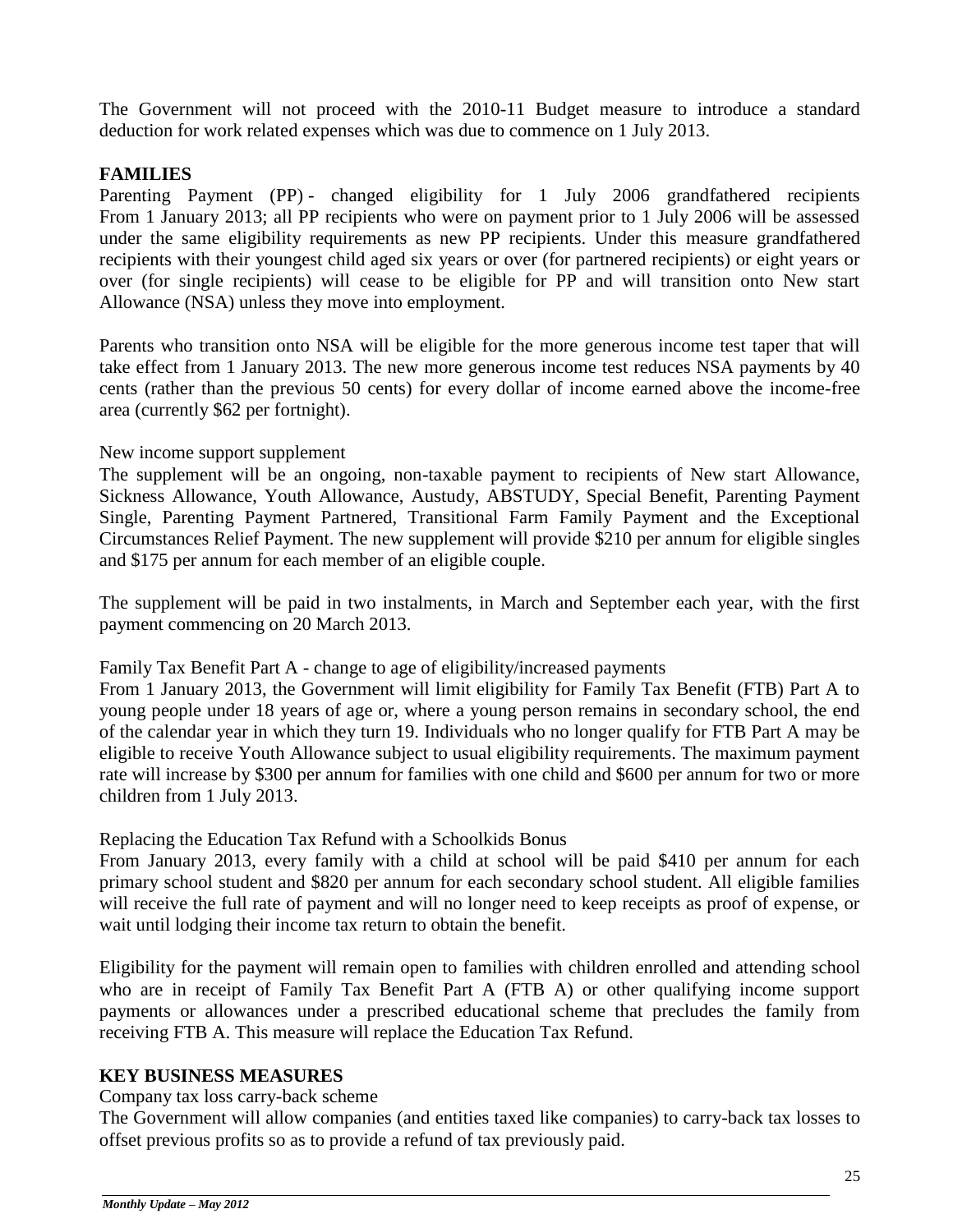The Government will not proceed with the 2010-11 Budget measure to introduce a standard deduction for work related expenses which was due to commence on 1 July 2013.

## FAMILIES

Parenting Payment (PP) - changed eligibility for 1 July 2006 grandfathered recipients From 1 January 2013; all PP recipients who were on payment prior to 1 July 2006 will be assessed under the same eligibility requirements as new PP recipients. Under this measure grandfathered recipients with their youngest child aged six years or over (for partnered recipients) or eight years or over (for single recipients) will cease to be eligible for PP and will transition onto New start Allowance (NSA) unless they move into employment.

Parents who transition onto NSA will be eligible for the more generous income test taper that will take effect from 1 January 2013. The new more generous income test reduces NSA payments by 40 cents (rather than the previous 50 cents) for every dollar of income earned above the income-free area (currently $62 per fortnight).

New income support supplement

The supplement will be an ongoing, non-taxable payment to recipients of New start Allowance, Sickness Allowance, Youth Allowance, Austudy, ABSTUDY, Special Benefit, Parenting Payment Single, Parenting Payment Partnered, Transitional Farm Family Payment and the Exceptional Circumstances Relief Payment. The new supplement will provide $210 per annum for eligible singles and $175 per annum for each member of an eligible couple.

The supplement will be paid in two instalments, in March and September each year, with the first payment commencing on 20 March 2013.

Family Tax Benefit Part A - change to age of eligibility/increased payments

From 1 January 2013, the Government will limit eligibility for Family Tax Benefit (FTB) Part A to young people under 18 years of age or, where a young person remains in secondary school, the end of the calendar year in which they turn 19. Individuals who no longer qualify for FTB Part A may be eligible to receive Youth Allowance subject to usual eligibility requirements. The maximum payment rate will increase by $300 per annum for families with one child and $600 per annum for two or more children from 1 July 2013.

Replacing the Education Tax Refund with a Schoolkids Bonus

From January 2013, every family with a child at school will be paid $410 per annum for each primary school student and $820 per annum for each secondary school student. All eligible families will receive the full rate of payment and will no longer need to keep receipts as proof of expense, or wait until lodging their income tax return to obtain the benefit.

Eligibility for the payment will remain open to families with children enrolled and attending school who are in receipt of Family Tax Benefit Part A (FTB A) or other qualifying income support payments or allowances under a prescribed educational scheme that precludes the family from receiving FTB A. This measure will replace the Education Tax Refund.

## KEY BUSINESS MEASURES

Company tax loss carry-back scheme

The Government will allow companies (and entities taxed like companies) to carry-back tax losses to offset previous profits so as to provide a refund of tax previously paid.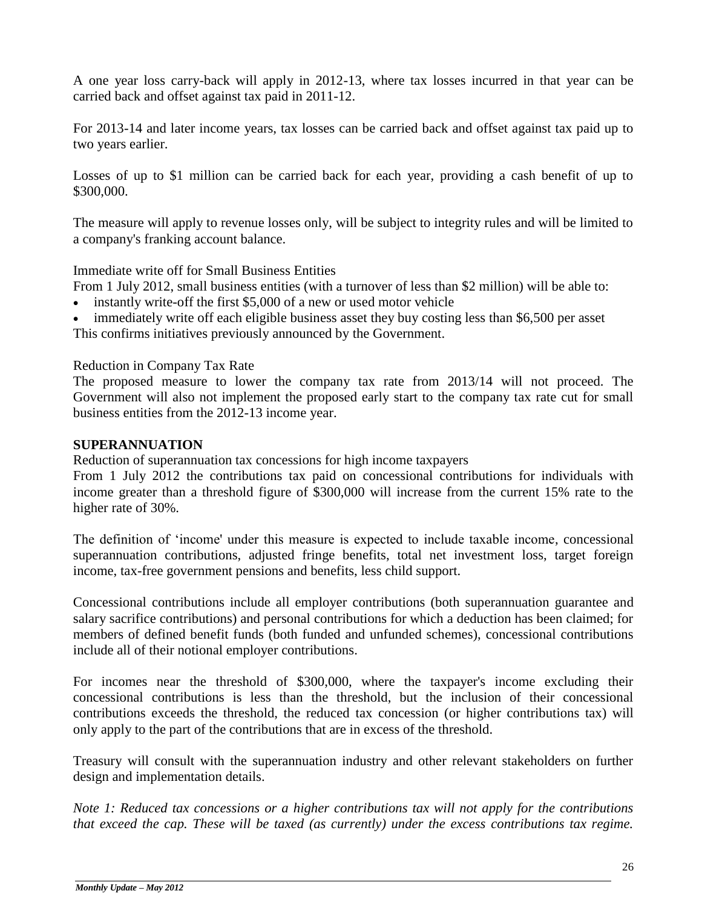A one year loss carry-back will apply in 2012-13, where tax losses incurred in that year can be carried back and offset against tax paid in 2011-12.

For 2013-14 and later income years, tax losses can be carried back and offset against tax paid up to two years earlier.

Losses of up to $1 million can be carried back for each year, providing a cash benefit of up to $300,000.

The measure will apply to revenue losses only, will be subject to integrity rules and will be limited to a company's franking account balance.

Immediate write off for Small Business Entities

From 1 July 2012, small business entities (with a turnover of less than $2 million) will be able to:

- instantly write-off the first $5,000 of a new or used motor vehicle
- immediately write off each eligible business asset they buy costing less than $6,500 per asset

This confirms initiatives previously announced by the Government.

Reduction in Company Tax Rate

The proposed measure to lower the company tax rate from 2013/14 will not proceed. The Government will also not implement the proposed early start to the company tax rate cut for small business entities from the 2012-13 income year.

## SUPERANNUATION

Reduction of superannuation tax concessions for high income taxpayers

From 1 July 2012 the contributions tax paid on concessional contributions for individuals with income greater than a threshold figure of $300,000 will increase from the current 15% rate to the higher rate of 30%.

The definition of 'income' under this measure is expected to include taxable income, concessional superannuation contributions, adjusted fringe benefits, total net investment loss, target foreign income, tax-free government pensions and benefits, less child support.

Concessional contributions include all employer contributions (both superannuation guarantee and salary sacrifice contributions) and personal contributions for which a deduction has been claimed; for members of defined benefit funds (both funded and unfunded schemes), concessional contributions include all of their notional employer contributions.

For incomes near the threshold of $300,000, where the taxpayer's income excluding their concessional contributions is less than the threshold, but the inclusion of their concessional contributions exceeds the threshold, the reduced tax concession (or higher contributions tax) will only apply to the part of the contributions that are in excess of the threshold.

Treasury will consult with the superannuation industry and other relevant stakeholders on further design and implementation details.

*Note 1: Reduced tax concessions or a higher contributions tax will not apply for the contributions that exceed the cap. These will be taxed (as currently) under the excess contributions tax regime.*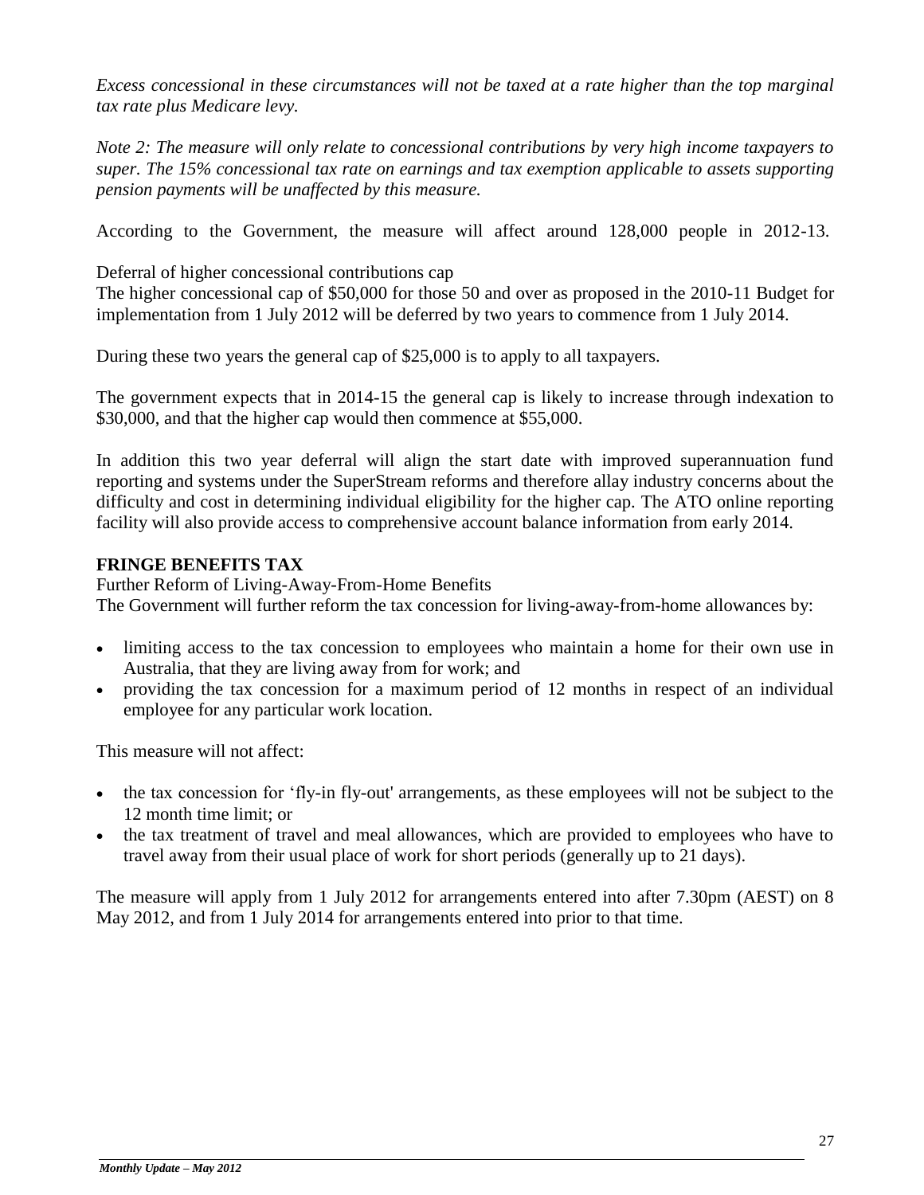*Excess concessional in these circumstances will not be taxed at a rate higher than the top marginal tax rate plus Medicare levy.*

*Note 2: The measure will only relate to concessional contributions by very high income taxpayers to super. The 15% concessional tax rate on earnings and tax exemption applicable to assets supporting pension payments will be unaffected by this measure.*

According to the Government, the measure will affect around 128,000 people in 2012-13.

Deferral of higher concessional contributions cap

The higher concessional cap of $50,000 for those 50 and over as proposed in the 2010-11 Budget for implementation from 1 July 2012 will be deferred by two years to commence from 1 July 2014.

During these two years the general cap of $25,000 is to apply to all taxpayers.

The government expects that in 2014-15 the general cap is likely to increase through indexation to $30,000, and that the higher cap would then commence at $55,000.

In addition this two year deferral will align the start date with improved superannuation fund reporting and systems under the SuperStream reforms and therefore allay industry concerns about the difficulty and cost in determining individual eligibility for the higher cap. The ATO online reporting facility will also provide access to comprehensive account balance information from early 2014.

## FRINGE BENEFITS TAX

Further Reform of Living-Away-From-Home Benefits

The Government will further reform the tax concession for living-away-from-home allowances by:

- limiting access to the tax concession to employees who maintain a home for their own use in Australia, that they are living away from for work; and
- providing the tax concession for a maximum period of 12 months in respect of an individual employee for any particular work location.

This measure will not affect:

- the tax concession for 'fly-in fly-out' arrangements, as these employees will not be subject to the 12 month time limit; or
- the tax treatment of travel and meal allowances, which are provided to employees who have to travel away from their usual place of work for short periods (generally up to 21 days).

The measure will apply from 1 July 2012 for arrangements entered into after 7.30pm (AEST) on 8 May 2012, and from 1 July 2014 for arrangements entered into prior to that time.